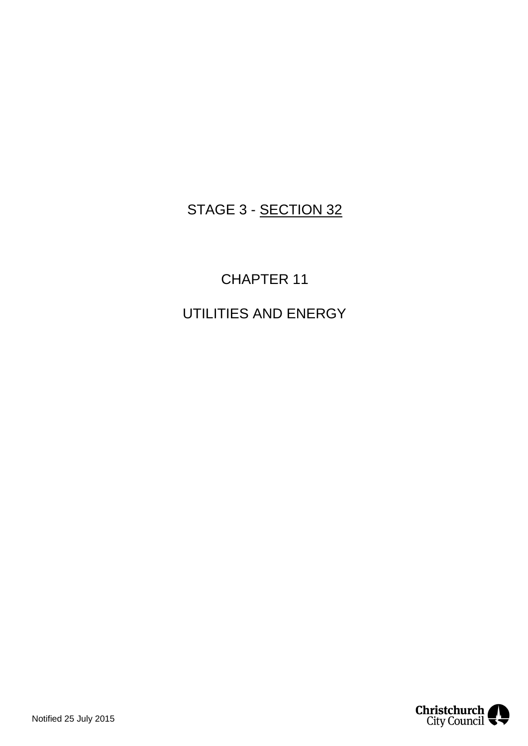STAGE 3 - <u>SECTION 32</u>

# CHAPTER 11

# UTILITIES AND ENERGY

Notified 25 July 2015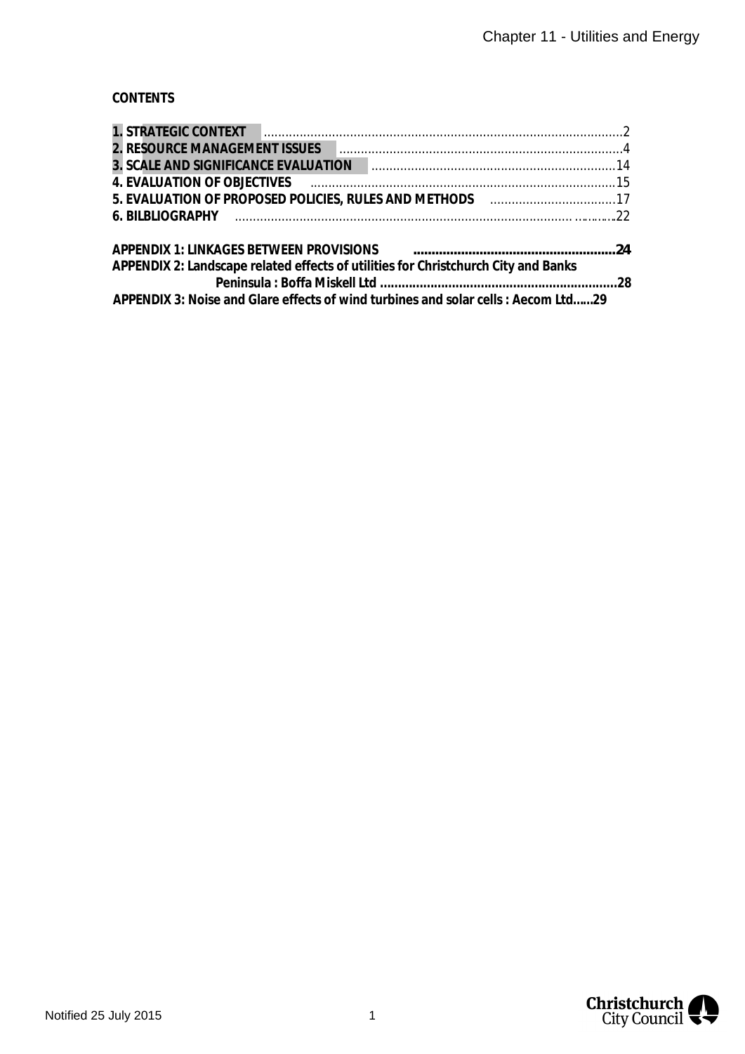**CONTENTS**

**1. STRATEGIC CONTEXT** ............................................................ 2
**2. RESOURCE MANAGEMENT ISSUES** ............................................................ 4
**3. SCALE AND SIGNIFICANCE EVALUATION** ............................................................ 14
**4. EVALUATION OF OBJECTIVES** ............................................................ 15
**5. EVALUATION OF PROPOSED POLICIES, RULES AND METHODS** ............................................................ 17
**6. BILBLIOGRAPHY** ............................................................ 22

**APPENDIX 1: LINKAGES BETWEEN PROVISIONS** ............................................................ 24
**APPENDIX 2: Landscape related effects of utilities for Christchurch City and Banks Peninsula : Boffa Miskell Ltd** ............................................................ 28
**APPENDIX 3: Noise and Glare effects of wind turbines and solar cells : Aecom Ltd......29**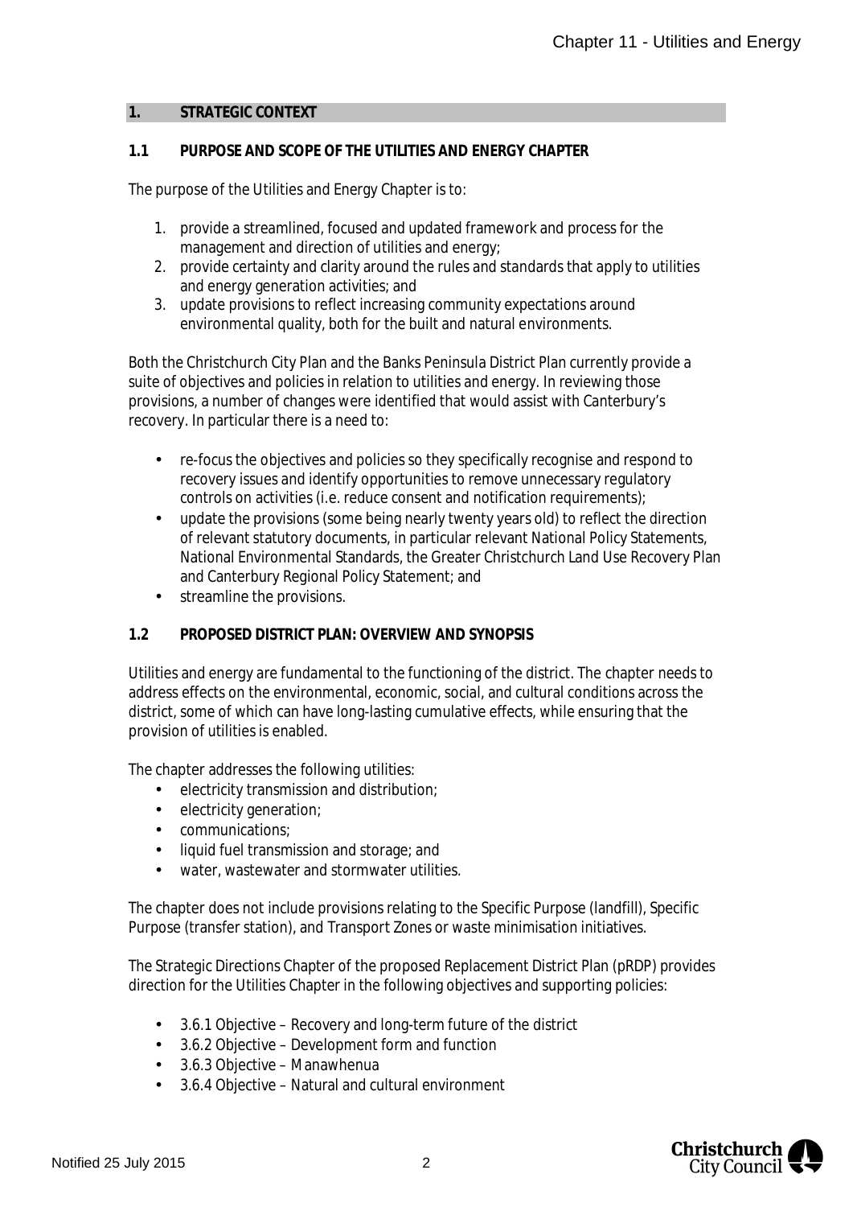## 1. STRATEGIC CONTEXT

### 1.1 PURPOSE AND SCOPE OF THE UTILITIES AND ENERGY CHAPTER

The purpose of the Utilities and Energy Chapter is to:

1. provide a streamlined, focused and updated framework and process for the management and direction of utilities and energy;
2. provide certainty and clarity around the rules and standards that apply to utilities and energy generation activities; and
3. update provisions to reflect increasing community expectations around environmental quality, both for the built and natural environments.

Both the Christchurch City Plan and the Banks Peninsula District Plan currently provide a suite of objectives and policies in relation to utilities and energy. In reviewing those provisions, a number of changes were identified that would assist with Canterbury's recovery. In particular there is a need to:

- re-focus the objectives and policies so they specifically recognise and respond to recovery issues and identify opportunities to remove unnecessary regulatory controls on activities (i.e. reduce consent and notification requirements);
- update the provisions (some being nearly twenty years old) to reflect the direction of relevant statutory documents, in particular relevant National Policy Statements, National Environmental Standards, the Greater Christchurch Land Use Recovery Plan and Canterbury Regional Policy Statement; and
- streamline the provisions.

### 1.2 PROPOSED DISTRICT PLAN: OVERVIEW AND SYNOPSIS

Utilities and energy are fundamental to the functioning of the district. The chapter needs to address effects on the environmental, economic, social, and cultural conditions across the district, some of which can have long-lasting cumulative effects, while ensuring that the provision of utilities is enabled.

The chapter addresses the following utilities:

- electricity transmission and distribution;
- electricity generation;
- communications;
- liquid fuel transmission and storage; and
- water, wastewater and stormwater utilities.

The chapter does not include provisions relating to the Specific Purpose (landfill), Specific Purpose (transfer station), and Transport Zones or waste minimisation initiatives.

The Strategic Directions Chapter of the proposed Replacement District Plan (pRDP) provides direction for the Utilities Chapter in the following objectives and supporting policies:

- 3.6.1 Objective – Recovery and long-term future of the district
- 3.6.2 Objective – Development form and function
- 3.6.3 Objective – Manawhenua
- 3.6.4 Objective – Natural and cultural environment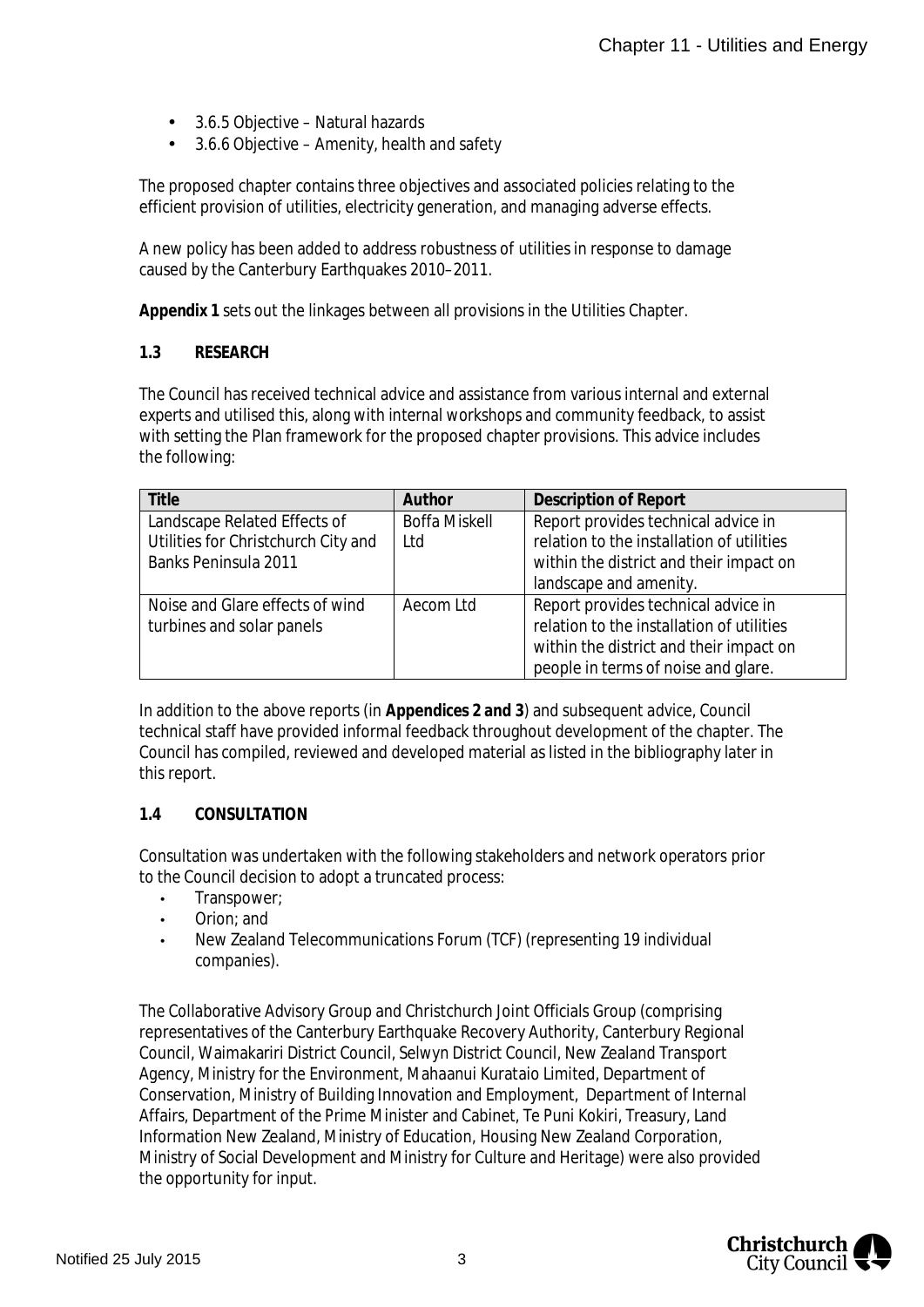- 3.6.5 Objective – Natural hazards
- 3.6.6 Objective – Amenity, health and safety

The proposed chapter contains three objectives and associated policies relating to the efficient provision of utilities, electricity generation, and managing adverse effects.

A new policy has been added to address robustness of utilities in response to damage caused by the Canterbury Earthquakes 2010–2011.

**Appendix 1** sets out the linkages between all provisions in the Utilities Chapter.

### 1.3 RESEARCH

The Council has received technical advice and assistance from various internal and external experts and utilised this, along with internal workshops and community feedback, to assist with setting the Plan framework for the proposed chapter provisions. This advice includes the following:

| Title | Author | Description of Report |
|---|---|---|
| Landscape Related Effects of Utilities for Christchurch City and Banks Peninsula 2011 | Boffa Miskell Ltd | Report provides technical advice in relation to the installation of utilities within the district and their impact on landscape and amenity. |
| Noise and Glare effects of wind turbines and solar panels | Aecom Ltd | Report provides technical advice in relation to the installation of utilities within the district and their impact on people in terms of noise and glare. |

In addition to the above reports (in **Appendices 2 and 3**) and subsequent advice, Council technical staff have provided informal feedback throughout development of the chapter. The Council has compiled, reviewed and developed material as listed in the bibliography later in this report.

### 1.4 CONSULTATION

Consultation was undertaken with the following stakeholders and network operators prior to the Council decision to adopt a truncated process:

- Transpower;
- Orion; and
- New Zealand Telecommunications Forum (TCF) (representing 19 individual companies).

The Collaborative Advisory Group and Christchurch Joint Officials Group (comprising representatives of the Canterbury Earthquake Recovery Authority, Canterbury Regional Council, Waimakariri District Council, Selwyn District Council, New Zealand Transport Agency, Ministry for the Environment, Mahaanui Kurataio Limited, Department of Conservation, Ministry of Building Innovation and Employment, Department of Internal Affairs, Department of the Prime Minister and Cabinet, Te Puni Kokiri, Treasury, Land Information New Zealand, Ministry of Education, Housing New Zealand Corporation, Ministry of Social Development and Ministry for Culture and Heritage) were also provided the opportunity for input.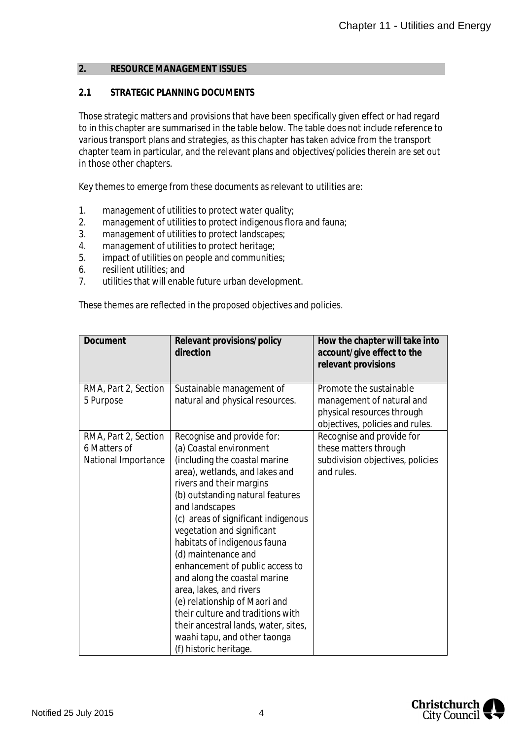## 2. RESOURCE MANAGEMENT ISSUES

### 2.1 STRATEGIC PLANNING DOCUMENTS

Those strategic matters and provisions that have been specifically given effect or had regard to in this chapter are summarised in the table below. The table does not include reference to various transport plans and strategies, as this chapter has taken advice from the transport chapter team in particular, and the relevant plans and objectives/policies therein are set out in those other chapters.

Key themes to emerge from these documents as relevant to utilities are:

1. management of utilities to protect water quality;
2. management of utilities to protect indigenous flora and fauna;
3. management of utilities to protect landscapes;
4. management of utilities to protect heritage;
5. impact of utilities on people and communities;
6. resilient utilities; and
7. utilities that will enable future urban development.

These themes are reflected in the proposed objectives and policies.

| Document | Relevant provisions/policy direction | How the chapter will take into account/give effect to the relevant provisions |
|---|---|---|
| RMA, Part 2, Section 5 Purpose | Sustainable management of natural and physical resources. | Promote the sustainable management of natural and physical resources through objectives, policies and rules. |
| RMA, Part 2, Section 6 Matters of National Importance | Recognise and provide for:<br>(a) Coastal environment (including the coastal marine area), wetlands, and lakes and rivers and their margins<br>(b) outstanding natural features and landscapes<br>(c) areas of significant indigenous vegetation and significant habitats of indigenous fauna<br>(d) maintenance and enhancement of public access to and along the coastal marine area, lakes, and rivers<br>(e) relationship of Maori and their culture and traditions with their ancestral lands, water, sites, waahi tapu, and other taonga<br>(f) historic heritage. | Recognise and provide for these matters through subdivision objectives, policies and rules. |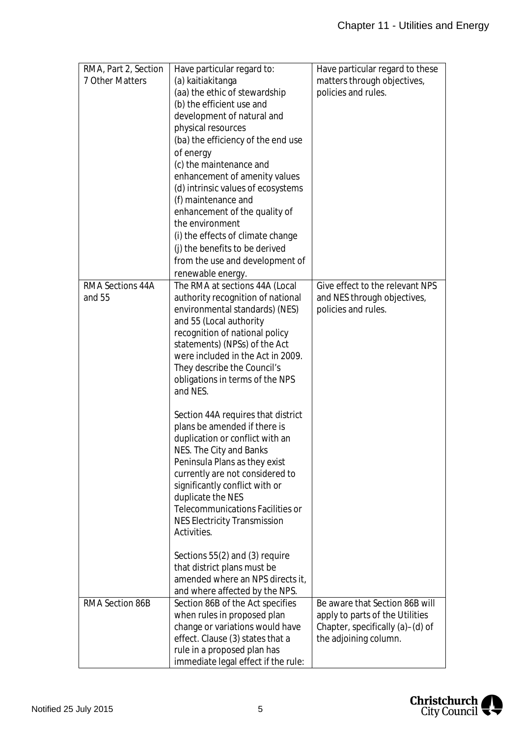| RMA, Part 2, Section 7 Other Matters | Have particular regard to:<br>(a) kaitiakitanga<br>(aa) the ethic of stewardship<br>(b) the efficient use and development of natural and physical resources<br>(ba) the efficiency of the end use of energy<br>(c) the maintenance and enhancement of amenity values<br>(d) intrinsic values of ecosystems<br>(f) maintenance and enhancement of the quality of the environment<br>(i) the effects of climate change<br>(j) the benefits to be derived from the use and development of renewable energy. | Have particular regard to these matters through objectives, policies and rules. |
|---|---|---|
| RMA Sections 44A and 55 | The RMA at sections 44A (Local authority recognition of national environmental standards) (NES) and 55 (Local authority recognition of national policy statements) (NPSs) of the Act were included in the Act in 2009. They describe the Council's obligations in terms of the NPS and NES.<br><br>Section 44A requires that district plans be amended if there is duplication or conflict with an NES. The City and Banks Peninsula Plans as they exist currently are not considered to significantly conflict with or duplicate the NES Telecommunications Facilities or NES Electricity Transmission Activities.<br><br>Sections 55(2) and (3) require that district plans must be amended where an NPS directs it, and where affected by the NPS. | Give effect to the relevant NPS and NES through objectives, policies and rules. |
| RMA Section 86B | Section 86B of the Act specifies when rules in proposed plan change or variations would have effect. Clause (3) states that a rule in a proposed plan has immediate legal effect if the rule: | Be aware that Section 86B will apply to parts of the Utilities Chapter, specifically (a)–(d) of the adjoining column. |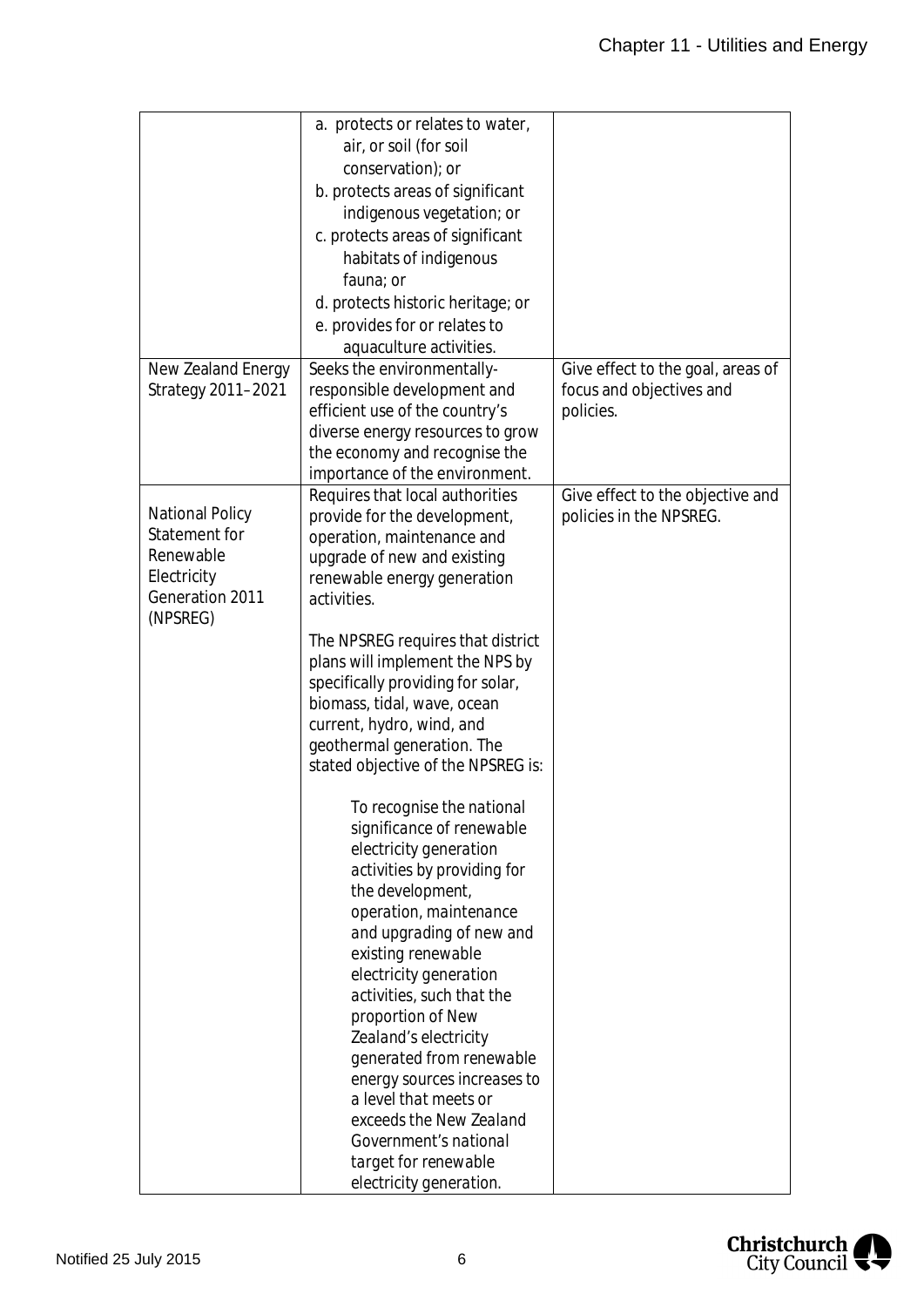| | | |
|---|---|---|
| | a. protects or relates to water, air, or soil (for soil conservation); or<br>b. protects areas of significant indigenous vegetation; or<br>c. protects areas of significant habitats of indigenous fauna; or<br>d. protects historic heritage; or<br>e. provides for or relates to aquaculture activities. | |
| New Zealand Energy Strategy 2011–2021 | Seeks the environmentally-responsible development and efficient use of the country's diverse energy resources to grow the economy and recognise the importance of the environment. | Give effect to the goal, areas of focus and objectives and policies. |
| National Policy Statement for Renewable Electricity Generation 2011 (NPSREG) | Requires that local authorities provide for the development, operation, maintenance and upgrade of new and existing renewable energy generation activities.<br><br>The NPSREG requires that district plans will implement the NPS by specifically providing for solar, biomass, tidal, wave, ocean current, hydro, wind, and geothermal generation. The stated objective of the NPSREG is:<br><br>*To recognise the national significance of renewable electricity generation activities by providing for the development, operation, maintenance and upgrading of new and existing renewable electricity generation activities, such that the proportion of New Zealand's electricity generated from renewable energy sources increases to a level that meets or exceeds the New Zealand Government's national target for renewable electricity generation.* | Give effect to the objective and policies in the NPSREG. |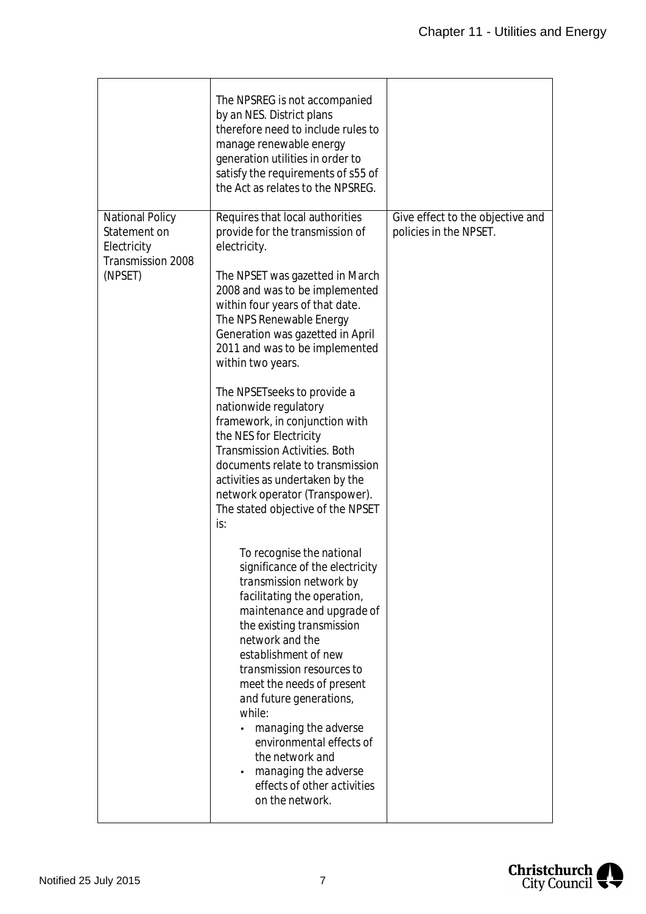| | | |
|---|---|---|
| | The NPSREG is not accompanied by an NES. District plans therefore need to include rules to manage renewable energy generation utilities in order to satisfy the requirements of s55 of the Act as relates to the NPSREG. | |
| National Policy Statement on Electricity Transmission 2008 (NPSET) | Requires that local authorities provide for the transmission of electricity.<br><br>The NPSET was gazetted in March 2008 and was to be implemented within four years of that date. The NPS Renewable Energy Generation was gazetted in April 2011 and was to be implemented within two years.<br><br>The NPSETseeks to provide a nationwide regulatory framework, in conjunction with the NES for Electricity Transmission Activities. Both documents relate to transmission activities as undertaken by the network operator (Transpower). The stated objective of the NPSET is:<br><br>*To recognise the national significance of the electricity transmission network by facilitating the operation, maintenance and upgrade of the existing transmission network and the establishment of new transmission resources to meet the needs of present and future generations, while:*<br>• *managing the adverse environmental effects of the network and*<br>• *managing the adverse effects of other activities on the network.* | Give effect to the objective and policies in the NPSET. |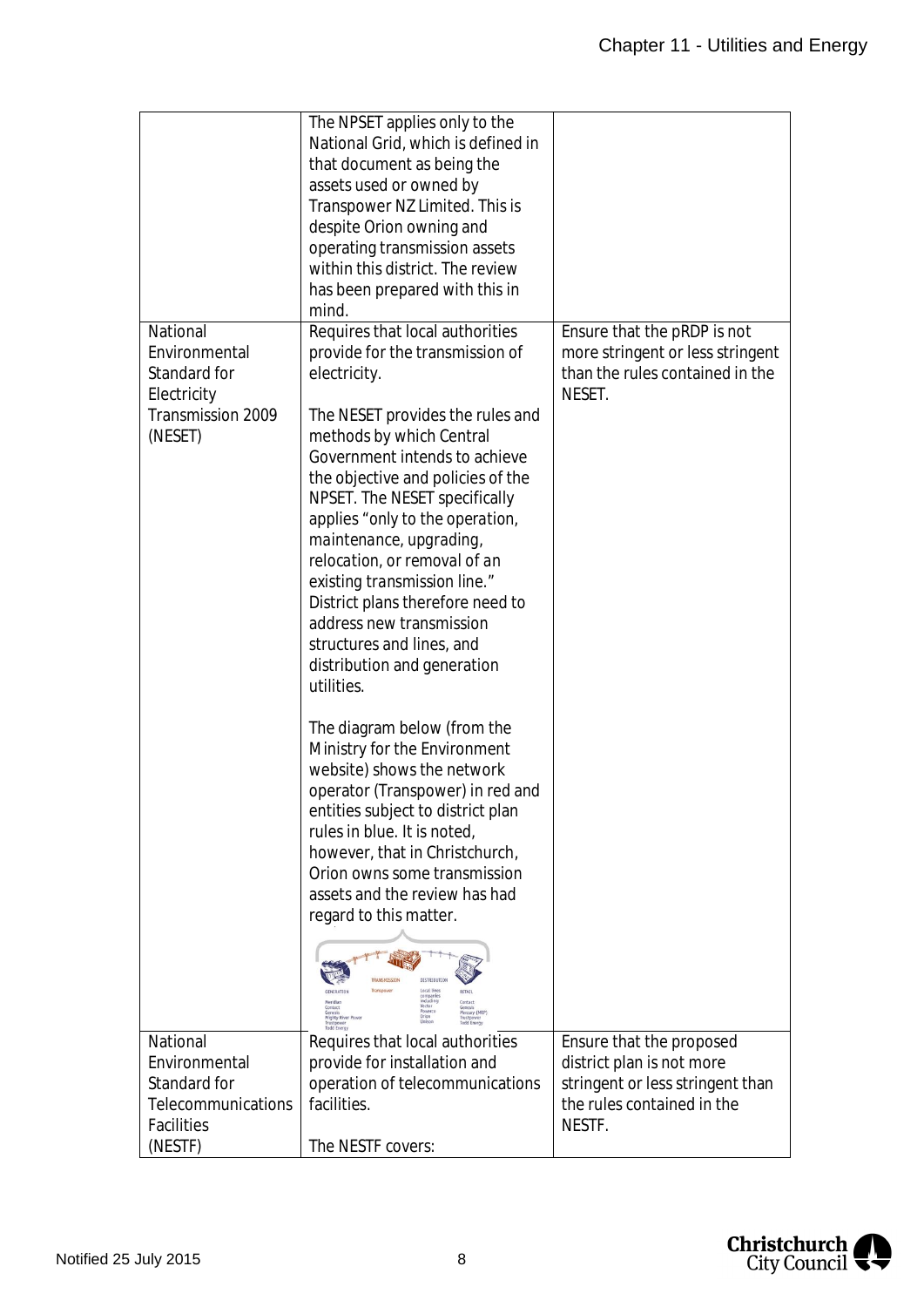| | | |
|---|---|---|
| | The NPSET applies only to the National Grid, which is defined in that document as being the assets used or owned by Transpower NZ Limited. This is despite Orion owning and operating transmission assets within this district. The review has been prepared with this in mind. | |
| National Environmental Standard for Electricity Transmission 2009 (NESET) | Requires that local authorities provide for the transmission of electricity.<br><br>The NESET provides the rules and methods by which Central Government intends to achieve the objective and policies of the NPSET. The NESET specifically applies "only to the operation, maintenance, upgrading, relocation, or removal of an existing transmission line." District plans therefore need to address new transmission structures and lines, and distribution and generation utilities.<br><br>The diagram below (from the Ministry for the Environment website) shows the network operator (Transpower) in red and entities subject to district plan rules in blue. It is noted, however, that in Christchurch, Orion owns some transmission assets and the review has had regard to this matter. | Ensure that the pRDP is not more stringent or less stringent than the rules contained in the NESET. |
| National Environmental Standard for Telecommunications Facilities (NESTF) | Requires that local authorities provide for installation and operation of telecommunications facilities.<br><br>The NESTF covers: | Ensure that the proposed district plan is not more stringent or less stringent than the rules contained in the NESTF. |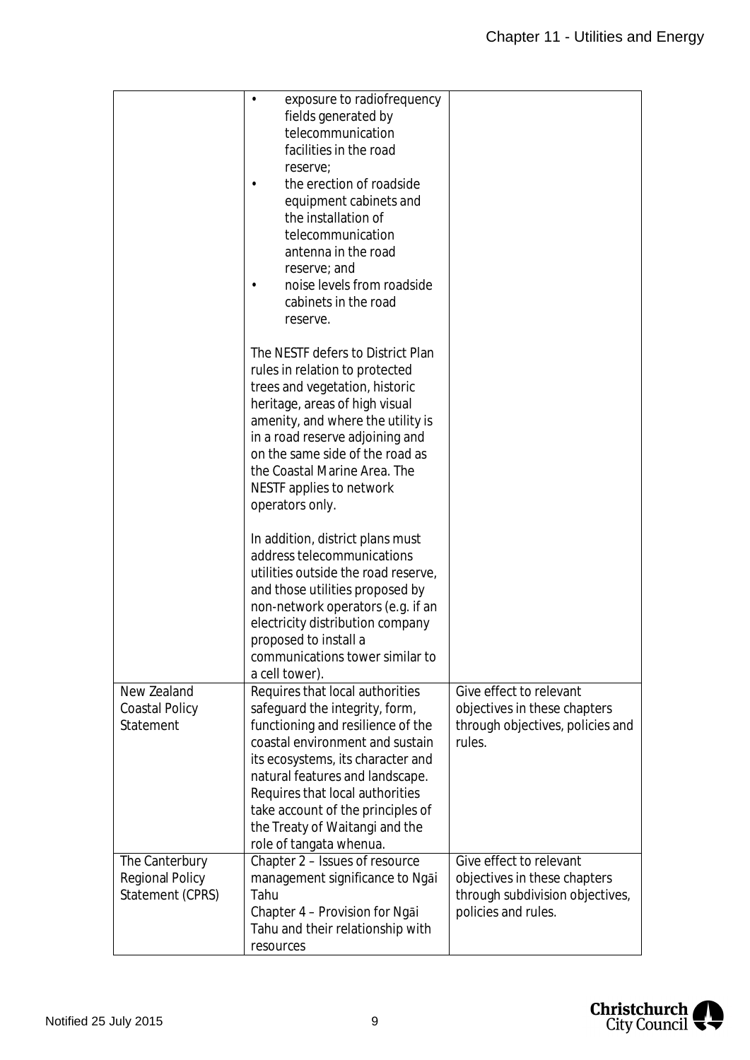| | | |
|---|---|---|
| | • exposure to radiofrequency fields generated by telecommunication facilities in the road reserve;<br>• the erection of roadside equipment cabinets and the installation of telecommunication antenna in the road reserve; and<br>• noise levels from roadside cabinets in the road reserve.<br><br>The NESTF defers to District Plan rules in relation to protected trees and vegetation, historic heritage, areas of high visual amenity, and where the utility is in a road reserve adjoining and on the same side of the road as the Coastal Marine Area. The NESTF applies to network operators only.<br><br>In addition, district plans must address telecommunications utilities outside the road reserve, and those utilities proposed by non-network operators (e.g. if an electricity distribution company proposed to install a communications tower similar to a cell tower). | |
| New Zealand Coastal Policy Statement | Requires that local authorities safeguard the integrity, form, functioning and resilience of the coastal environment and sustain its ecosystems, its character and natural features and landscape. Requires that local authorities take account of the principles of the Treaty of Waitangi and the role of tangata whenua. | Give effect to relevant objectives in these chapters through objectives, policies and rules. |
| The Canterbury Regional Policy Statement (CPRS) | Chapter 2 – Issues of resource management significance to Ngāi Tahu<br>Chapter 4 – Provision for Ngāi Tahu and their relationship with resources | Give effect to relevant objectives in these chapters through subdivision objectives, policies and rules. |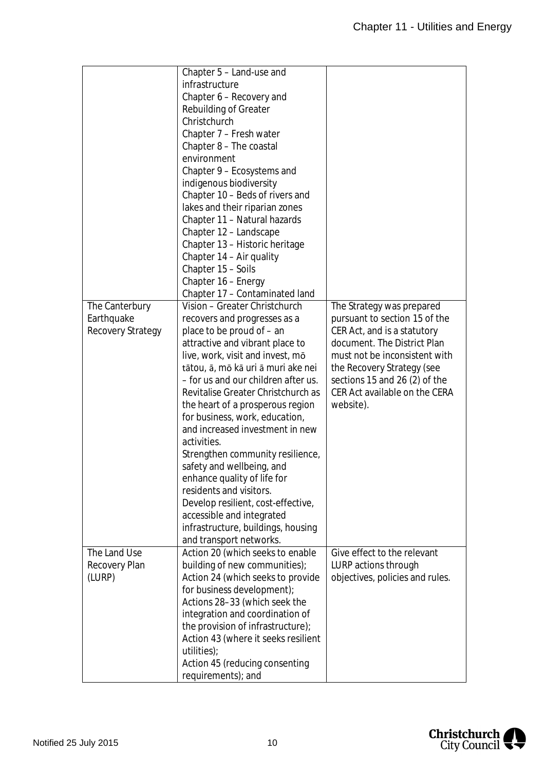| | | |
|---|---|---|
| | Chapter 5 – Land-use and infrastructure<br>Chapter 6 – Recovery and Rebuilding of Greater Christchurch<br>Chapter 7 – Fresh water<br>Chapter 8 – The coastal environment<br>Chapter 9 – Ecosystems and indigenous biodiversity<br>Chapter 10 – Beds of rivers and lakes and their riparian zones<br>Chapter 11 – Natural hazards<br>Chapter 12 – Landscape<br>Chapter 13 – Historic heritage<br>Chapter 14 – Air quality<br>Chapter 15 – Soils<br>Chapter 16 – Energy<br>Chapter 17 – Contaminated land | |
| The Canterbury Earthquake Recovery Strategy | Vision – Greater Christchurch recovers and progresses as a place to be proud of – an attractive and vibrant place to live, work, visit and invest, mō tātou, ā, mō kā uri ā muri ake nei – for us and our children after us.<br>Revitalise Greater Christchurch as the heart of a prosperous region for business, work, education, and increased investment in new activities.<br>Strengthen community resilience, safety and wellbeing, and enhance quality of life for residents and visitors.<br>Develop resilient, cost-effective, accessible and integrated infrastructure, buildings, housing and transport networks. | The Strategy was prepared pursuant to section 15 of the CER Act, and is a statutory document. The District Plan must not be inconsistent with the Recovery Strategy (see sections 15 and 26 (2) of the CER Act available on the CERA website). |
| The Land Use Recovery Plan (LURP) | Action 20 (which seeks to enable building of new communities);<br>Action 24 (which seeks to provide for business development);<br>Actions 28–33 (which seek the integration and coordination of the provision of infrastructure);<br>Action 43 (where it seeks resilient utilities);<br>Action 45 (reducing consenting requirements); and | Give effect to the relevant LURP actions through objectives, policies and rules. |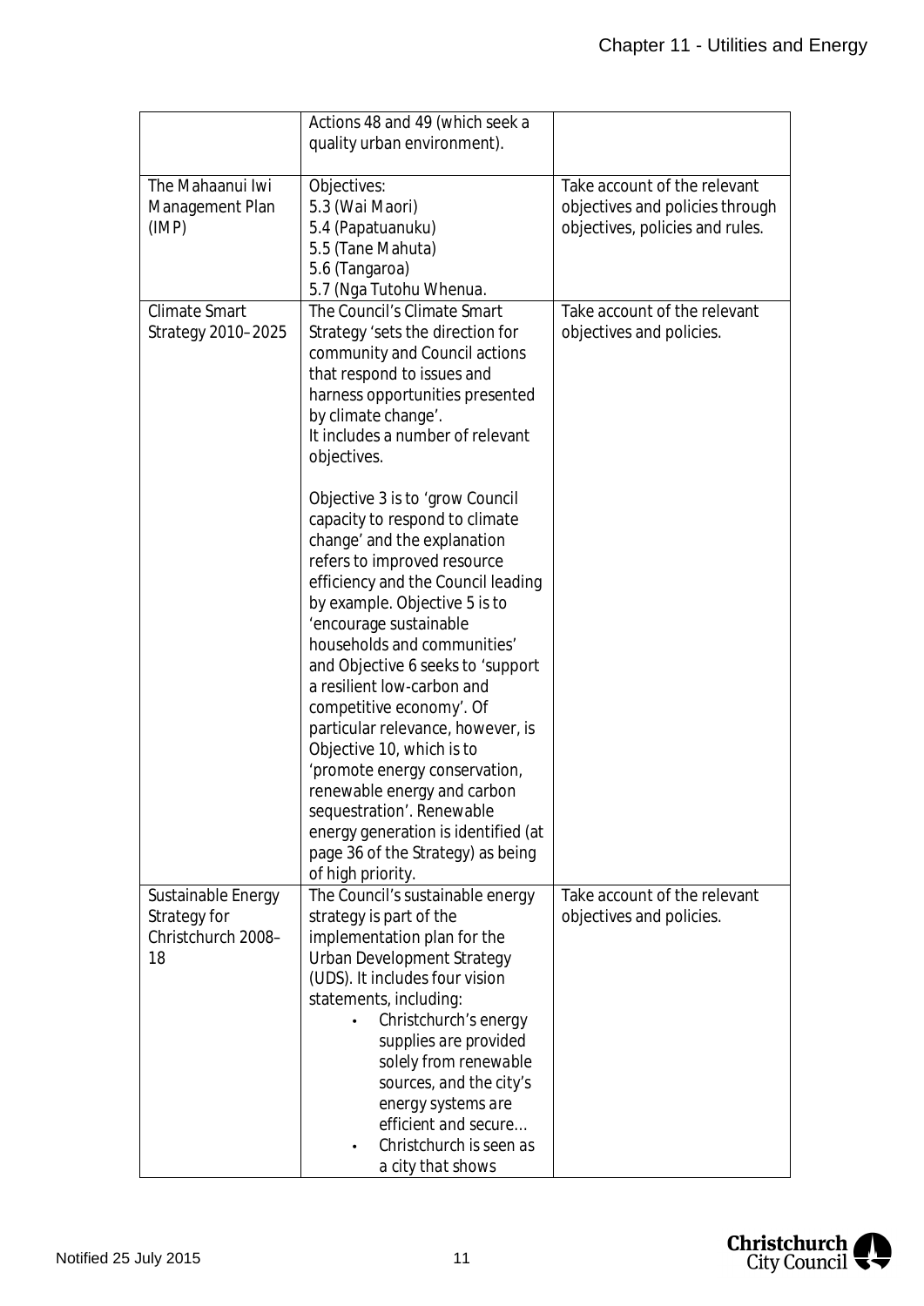| | | |
|---|---|---|
| | Actions 48 and 49 (which seek a quality urban environment). | |
| The Mahaanui Iwi Management Plan (IMP) | Objectives:<br>5.3 (Wai Maori)<br>5.4 (Papatuanuku)<br>5.5 (Tane Mahuta)<br>5.6 (Tangaroa)<br>5.7 (Nga Tutohu Whenua. | Take account of the relevant objectives and policies through objectives, policies and rules. |
| Climate Smart Strategy 2010–2025 | The Council's Climate Smart Strategy 'sets the direction for community and Council actions that respond to issues and harness opportunities presented by climate change'.<br>It includes a number of relevant objectives.<br><br>Objective 3 is to 'grow Council capacity to respond to climate change' and the explanation refers to improved resource efficiency and the Council leading by example. Objective 5 is to 'encourage sustainable households and communities' and Objective 6 seeks to 'support a resilient low-carbon and competitive economy'. Of particular relevance, however, is Objective 10, which is to 'promote energy conservation, renewable energy and carbon sequestration'. Renewable energy generation is identified (at page 36 of the Strategy) as being of high priority. | Take account of the relevant objectives and policies. |
| Sustainable Energy Strategy for Christchurch 2008–18 | The Council's sustainable energy strategy is part of the implementation plan for the Urban Development Strategy (UDS). It includes four vision statements, including:<br>• *Christchurch's energy supplies are provided solely from renewable sources, and the city's energy systems are efficient and secure…*<br>• *Christchurch is seen as a city that shows* | Take account of the relevant objectives and policies. |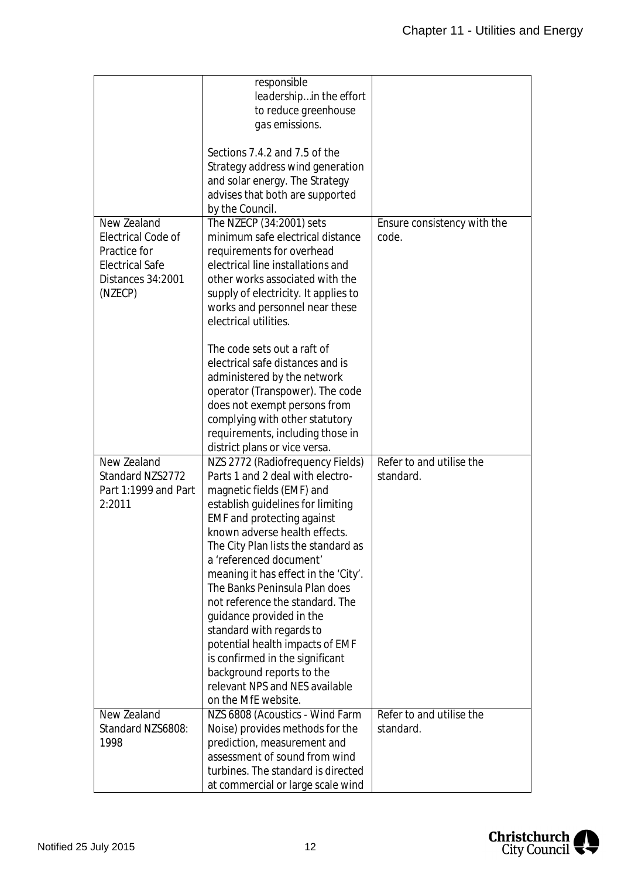| | | |
|---|---|---|
| | *responsible leadership…in the effort to reduce greenhouse gas emissions.*<br><br>Sections 7.4.2 and 7.5 of the Strategy address wind generation and solar energy. The Strategy advises that both are supported by the Council. | |
| New Zealand Electrical Code of Practice for Electrical Safe Distances 34:2001 (NZECP) | The NZECP (34:2001) sets minimum safe electrical distance requirements for overhead electrical line installations and other works associated with the supply of electricity. It applies to works and personnel near these electrical utilities.<br><br>The code sets out a raft of electrical safe distances and is administered by the network operator (Transpower). The code does not exempt persons from complying with other statutory requirements, including those in district plans or vice versa. | Ensure consistency with the code. |
| New Zealand Standard NZS2772 Part 1:1999 and Part 2:2011 | NZS 2772 (Radiofrequency Fields) Parts 1 and 2 deal with electro-magnetic fields (EMF) and establish guidelines for limiting EMF and protecting against known adverse health effects. The City Plan lists the standard as a 'referenced document' meaning it has effect in the 'City'. The Banks Peninsula Plan does not reference the standard. The guidance provided in the standard with regards to potential health impacts of EMF is confirmed in the significant background reports to the relevant NPS and NES available on the MfE website. | Refer to and utilise the standard. |
| New Zealand Standard NZS6808: 1998 | NZS 6808 (Acoustics - Wind Farm Noise) provides methods for the prediction, measurement and assessment of sound from wind turbines. The standard is directed at commercial or large scale wind | Refer to and utilise the standard. |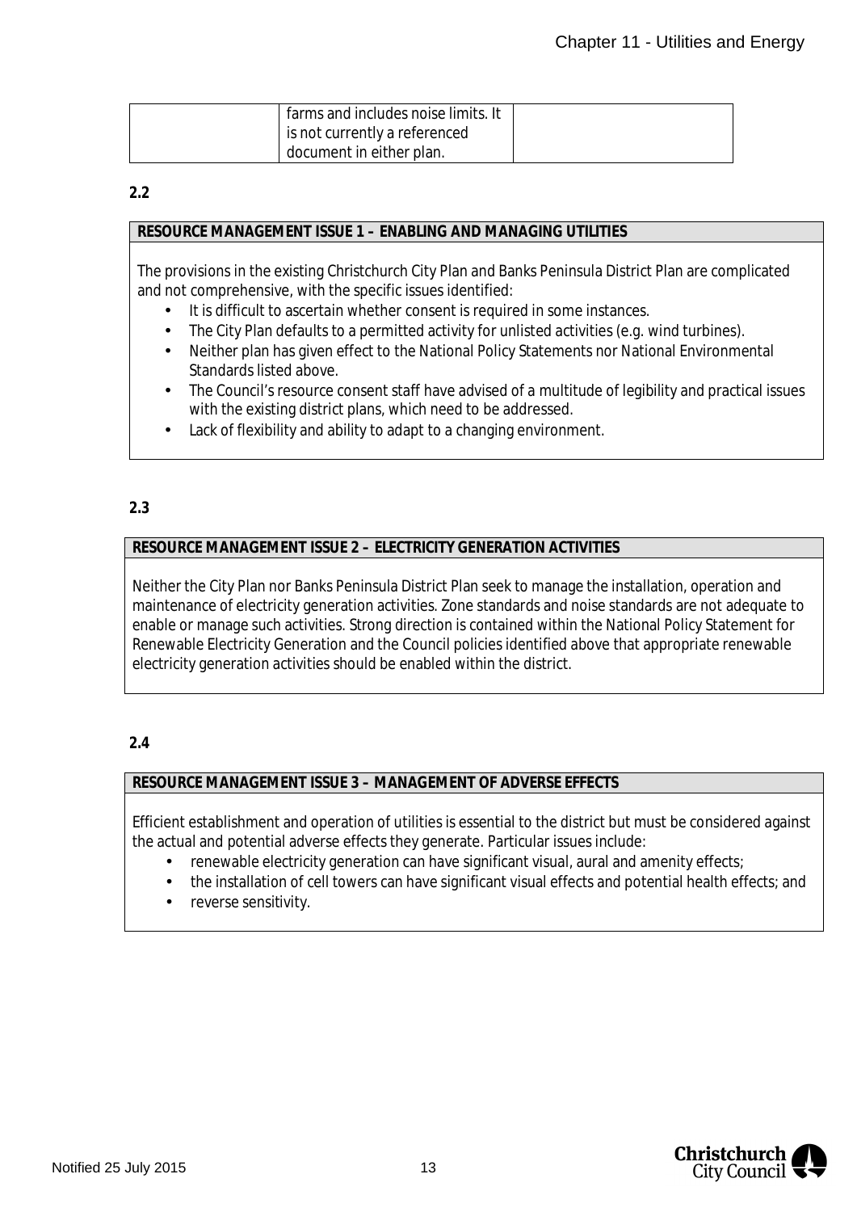| | farms and includes noise limits. It is not currently a referenced document in either plan. | |
|---|---|---|

**2.2**

| **RESOURCE MANAGEMENT ISSUE 1 – ENABLING AND MANAGING UTILITIES** |
|---|
| The provisions in the existing Christchurch City Plan and Banks Peninsula District Plan are complicated and not comprehensive, with the specific issues identified:<br>• It is difficult to ascertain whether consent is required in some instances.<br>• The City Plan defaults to a permitted activity for unlisted activities (e.g. wind turbines).<br>• Neither plan has given effect to the National Policy Statements nor National Environmental Standards listed above.<br>• The Council's resource consent staff have advised of a multitude of legibility and practical issues with the existing district plans, which need to be addressed.<br>• Lack of flexibility and ability to adapt to a changing environment. |

**2.3**

| **RESOURCE MANAGEMENT ISSUE 2 – ELECTRICITY GENERATION ACTIVITIES** |
|---|
| Neither the City Plan nor Banks Peninsula District Plan seek to manage the installation, operation and maintenance of electricity generation activities. Zone standards and noise standards are not adequate to enable or manage such activities. Strong direction is contained within the National Policy Statement for Renewable Electricity Generation and the Council policies identified above that appropriate renewable electricity generation activities should be enabled within the district. |

**2.4**

| **RESOURCE MANAGEMENT ISSUE 3 – MANAGEMENT OF ADVERSE EFFECTS** |
|---|
| Efficient establishment and operation of utilities is essential to the district but must be considered against the actual and potential adverse effects they generate. Particular issues include:<br>• renewable electricity generation can have significant visual, aural and amenity effects;<br>• the installation of cell towers can have significant visual effects and potential health effects; and<br>• reverse sensitivity. |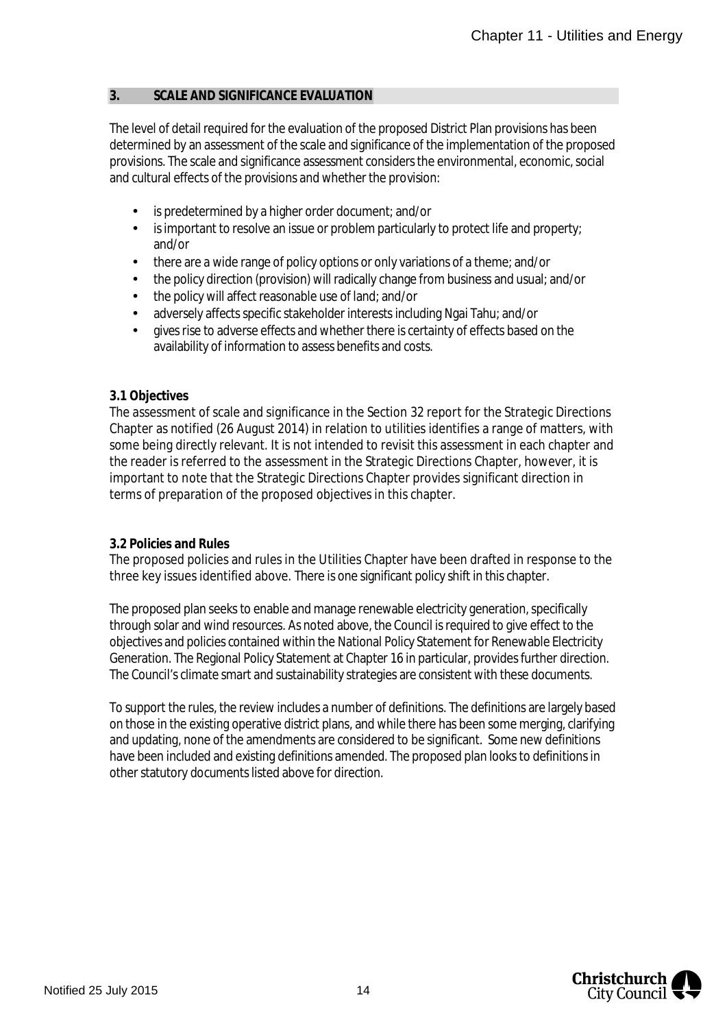## 3. SCALE AND SIGNIFICANCE EVALUATION

The level of detail required for the evaluation of the proposed District Plan provisions has been determined by an assessment of the scale and significance of the implementation of the proposed provisions. The scale and significance assessment considers the environmental, economic, social and cultural effects of the provisions and whether the provision:

- is predetermined by a higher order document; and/or
- is important to resolve an issue or problem particularly to protect life and property; and/or
- there are a wide range of policy options or only variations of a theme; and/or
- the policy direction (provision) will radically change from business and usual; and/or
- the policy will affect reasonable use of land; and/or
- adversely affects specific stakeholder interests including Ngai Tahu; and/or
- gives rise to adverse effects and whether there is certainty of effects based on the availability of information to assess benefits and costs.

**3.1 Objectives**

The assessment of scale and significance in the Section 32 report for the Strategic Directions Chapter as notified (26 August 2014) in relation to utilities identifies a range of matters, with some being directly relevant. It is not intended to revisit this assessment in each chapter and the reader is referred to the assessment in the Strategic Directions Chapter, however, it is important to note that the Strategic Directions Chapter provides significant direction in terms of preparation of the proposed objectives in this chapter.

**3.2 Policies and Rules**

The proposed policies and rules in the Utilities Chapter have been drafted in response to the three key issues identified above. There is one significant policy shift in this chapter.

The proposed plan seeks to enable and manage renewable electricity generation, specifically through solar and wind resources. As noted above, the Council is required to give effect to the objectives and policies contained within the National Policy Statement for Renewable Electricity Generation. The Regional Policy Statement at Chapter 16 in particular, provides further direction. The Council's climate smart and sustainability strategies are consistent with these documents.

To support the rules, the review includes a number of definitions. The definitions are largely based on those in the existing operative district plans, and while there has been some merging, clarifying and updating, none of the amendments are considered to be significant. Some new definitions have been included and existing definitions amended. The proposed plan looks to definitions in other statutory documents listed above for direction.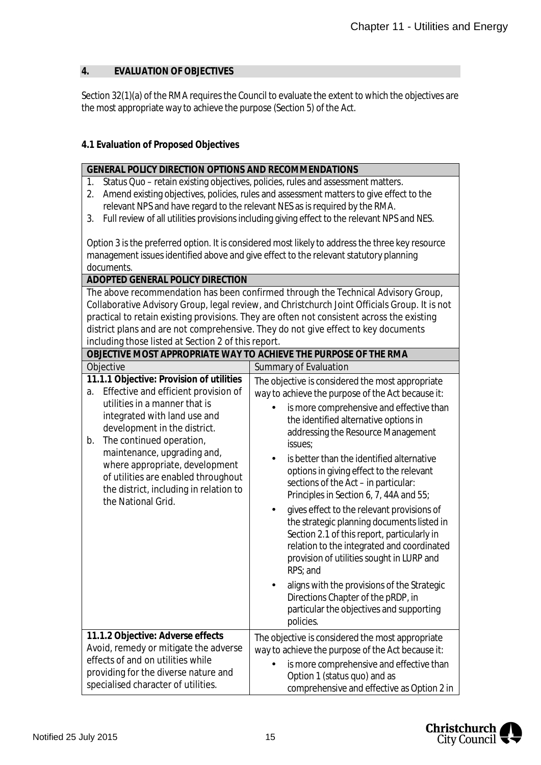## 4. EVALUATION OF OBJECTIVES

Section 32(1)(a) of the RMA requires the Council to evaluate the extent to which the objectives are the most appropriate way to achieve the purpose (Section 5) of the Act.

### 4.1 Evaluation of Proposed Objectives

| **GENERAL POLICY DIRECTION OPTIONS AND RECOMMENDATIONS** | |
|---|---|
| 1. Status Quo – retain existing objectives, policies, rules and assessment matters.<br>2. Amend existing objectives, policies, rules and assessment matters to give effect to the relevant NPS and have regard to the relevant NES as is required by the RMA.<br>3. Full review of all utilities provisions including giving effect to the relevant NPS and NES.<br><br>Option 3 is the preferred option. It is considered most likely to address the three key resource management issues identified above and give effect to the relevant statutory planning documents. | |
| **ADOPTED GENERAL POLICY DIRECTION** | |
| The above recommendation has been confirmed through the Technical Advisory Group, Collaborative Advisory Group, legal review, and Christchurch Joint Officials Group. It is not practical to retain existing provisions. They are often not consistent across the existing district plans and are not comprehensive. They do not give effect to key documents including those listed at Section 2 of this report. | |
| **OBJECTIVE MOST APPROPRIATE WAY TO ACHIEVE THE PURPOSE OF THE RMA** | |
| Objective | Summary of Evaluation |
| **11.1.1 Objective: Provision of utilities**<br>a. Effective and efficient provision of utilities in a manner that is integrated with land use and development in the district.<br>b. The continued operation, maintenance, upgrading and, where appropriate, development of utilities are enabled throughout the district, including in relation to the National Grid. | The objective is considered the most appropriate way to achieve the purpose of the Act because it:<br>• is more comprehensive and effective than the identified alternative options in addressing the Resource Management issues;<br>• is better than the identified alternative options in giving effect to the relevant sections of the Act – in particular: Principles in Section 6, 7, 44A and 55;<br>• gives effect to the relevant provisions of the strategic planning documents listed in Section 2.1 of this report, particularly in relation to the integrated and coordinated provision of utilities sought in LURP and RPS; and<br>• aligns with the provisions of the Strategic Directions Chapter of the pRDP, in particular the objectives and supporting policies. |
| **11.1.2 Objective: Adverse effects**<br>Avoid, remedy or mitigate the adverse effects of and on utilities while providing for the diverse nature and specialised character of utilities. | The objective is considered the most appropriate way to achieve the purpose of the Act because it:<br>• is more comprehensive and effective than Option 1 (status quo) and as comprehensive and effective as Option 2 in |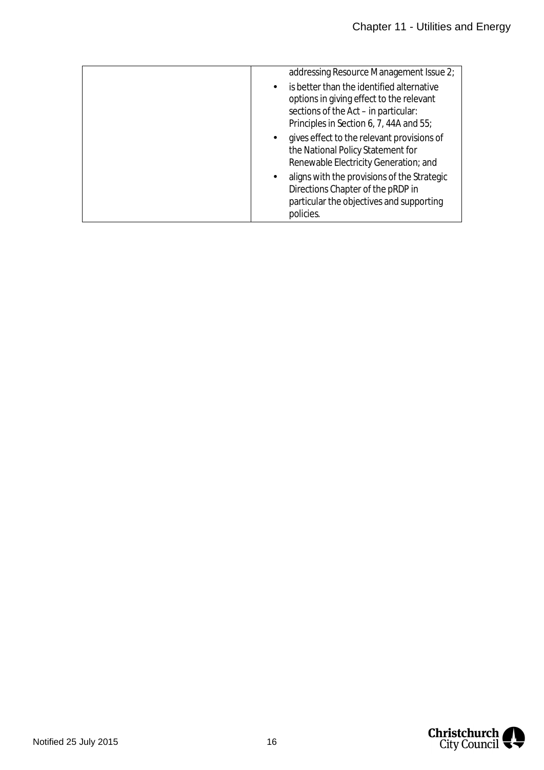| | |
|---|---|
| | addressing Resource Management Issue 2;<br>• is better than the identified alternative options in giving effect to the relevant sections of the Act – in particular: Principles in Section 6, 7, 44A and 55;<br>• gives effect to the relevant provisions of the National Policy Statement for Renewable Electricity Generation; and<br>• aligns with the provisions of the Strategic Directions Chapter of the pRDP in particular the objectives and supporting policies. |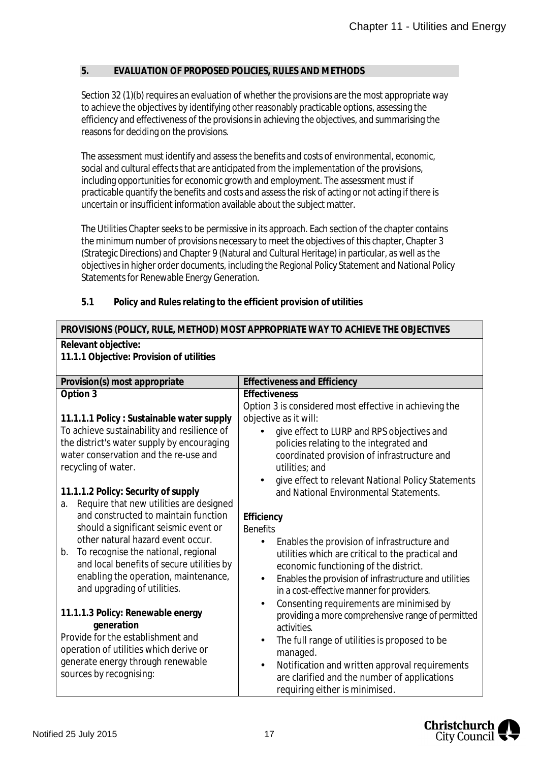## 5. EVALUATION OF PROPOSED POLICIES, RULES AND METHODS

Section 32 (1)(b) requires an evaluation of whether the provisions are the most appropriate way to achieve the objectives by identifying other reasonably practicable options, assessing the efficiency and effectiveness of the provisions in achieving the objectives, and summarising the reasons for deciding on the provisions.

The assessment must identify and assess the benefits and costs of environmental, economic, social and cultural effects that are anticipated from the implementation of the provisions, including opportunities for economic growth and employment. The assessment must if practicable quantify the benefits and costs and assess the risk of acting or not acting if there is uncertain or insufficient information available about the subject matter.

The Utilities Chapter seeks to be permissive in its approach. Each section of the chapter contains the minimum number of provisions necessary to meet the objectives of this chapter, Chapter 3 (Strategic Directions) and Chapter 9 (Natural and Cultural Heritage) in particular, as well as the objectives in higher order documents, including the Regional Policy Statement and National Policy Statements for Renewable Energy Generation.

### 5.1 Policy and Rules relating to the efficient provision of utilities

| **PROVISIONS (POLICY, RULE, METHOD) MOST APPROPRIATE WAY TO ACHIEVE THE OBJECTIVES** | |
|---|---|
| **Relevant objective:**<br>**11.1.1 Objective: Provision of utilities** | |
| **Provision(s) most appropriate** | **Effectiveness and Efficiency** |
| **Option 3**<br><br>**11.1.1.1 Policy : Sustainable water supply**<br>To achieve sustainability and resilience of the district's water supply by encouraging water conservation and the re-use and recycling of water.<br><br>**11.1.1.2 Policy: Security of supply**<br>a. Require that new utilities are designed and constructed to maintain function should a significant seismic event or other natural hazard event occur.<br>b. To recognise the national, regional and local benefits of secure utilities by enabling the operation, maintenance, and upgrading of utilities.<br><br>**11.1.1.3 Policy: Renewable energy generation**<br>Provide for the establishment and operation of utilities which derive or generate energy through renewable sources by recognising: | **Effectiveness**<br>Option 3 is considered most effective in achieving the objective as it will:<br>• give effect to LURP and RPS objectives and policies relating to the integrated and coordinated provision of infrastructure and utilities; and<br>• give effect to relevant National Policy Statements and National Environmental Statements.<br><br>**Efficiency**<br>Benefits<br>• Enables the provision of infrastructure and utilities which are critical to the practical and economic functioning of the district.<br>• Enables the provision of infrastructure and utilities in a cost-effective manner for providers.<br>• Consenting requirements are minimised by providing a more comprehensive range of permitted activities.<br>• The full range of utilities is proposed to be managed.<br>• Notification and written approval requirements are clarified and the number of applications requiring either is minimised. |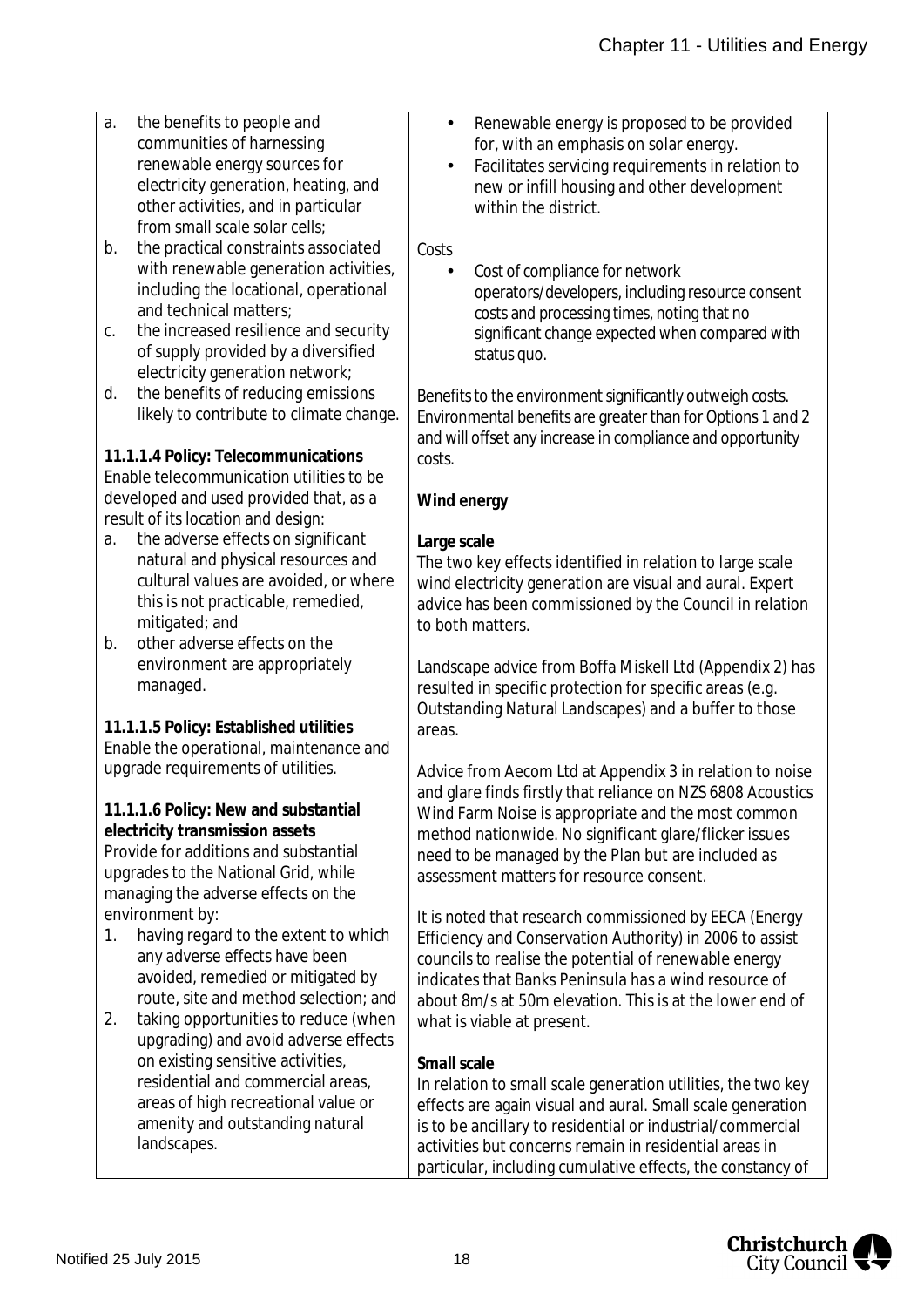a. the benefits to people and communities of harnessing renewable energy sources for electricity generation, heating, and other activities, and in particular from small scale solar cells;
b. the practical constraints associated with renewable generation activities, including the locational, operational and technical matters;
c. the increased resilience and security of supply provided by a diversified electricity generation network;
d. the benefits of reducing emissions likely to contribute to climate change.

**11.1.1.4 Policy: Telecommunications**
Enable telecommunication utilities to be developed and used provided that, as a result of its location and design:
a. the adverse effects on significant natural and physical resources and cultural values are avoided, or where this is not practicable, remedied, mitigated; and
b. other adverse effects on the environment are appropriately managed.

**11.1.1.5 Policy: Established utilities**
Enable the operational, maintenance and upgrade requirements of utilities.

**11.1.1.6 Policy: New and substantial electricity transmission assets**
Provide for additions and substantial upgrades to the National Grid, while managing the adverse effects on the environment by:
1. having regard to the extent to which any adverse effects have been avoided, remedied or mitigated by route, site and method selection; and
2. taking opportunities to reduce (when upgrading) and avoid adverse effects on existing sensitive activities, residential and commercial areas, areas of high recreational value or amenity and outstanding natural landscapes.

- Renewable energy is proposed to be provided for, with an emphasis on solar energy.
- Facilitates servicing requirements in relation to new or infill housing and other development within the district.

Costs

- Cost of compliance for network operators/developers, including resource consent costs and processing times, noting that no significant change expected when compared with status quo.

Benefits to the environment significantly outweigh costs. Environmental benefits are greater than for Options 1 and 2 and will offset any increase in compliance and opportunity costs.

**Wind energy**

**Large scale**
The two key effects identified in relation to large scale wind electricity generation are visual and aural. Expert advice has been commissioned by the Council in relation to both matters.

Landscape advice from Boffa Miskell Ltd (Appendix 2) has resulted in specific protection for specific areas (e.g. Outstanding Natural Landscapes) and a buffer to those areas.

Advice from Aecom Ltd at Appendix 3 in relation to noise and glare finds firstly that reliance on NZS 6808 Acoustics Wind Farm Noise is appropriate and the most common method nationwide. No significant glare/flicker issues need to be managed by the Plan but are included as assessment matters for resource consent.

It is noted that research commissioned by EECA (Energy Efficiency and Conservation Authority) in 2006 to assist councils to realise the potential of renewable energy indicates that Banks Peninsula has a wind resource of about 8m/s at 50m elevation. This is at the lower end of what is viable at present.

**Small scale**
In relation to small scale generation utilities, the two key effects are again visual and aural. Small scale generation is to be ancillary to residential or industrial/commercial activities but concerns remain in residential areas in particular, including cumulative effects, the constancy of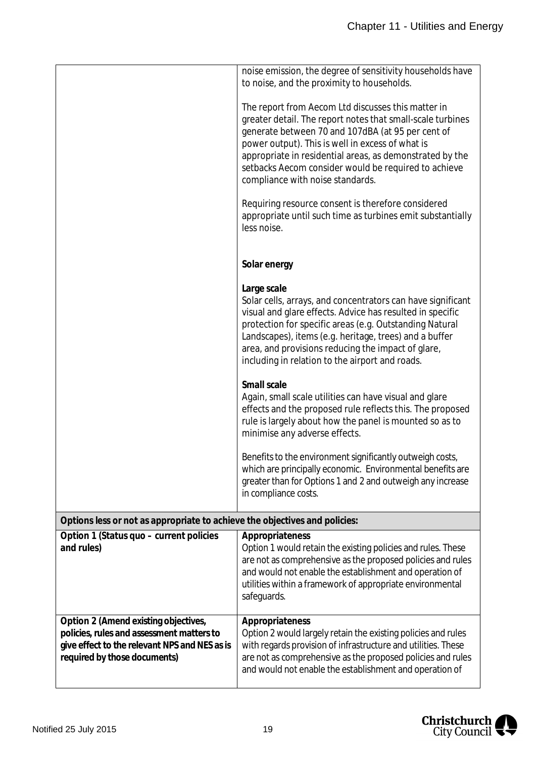| | |
|---|---|
| | noise emission, the degree of sensitivity households have to noise, and the proximity to households.<br><br>The report from Aecom Ltd discusses this matter in greater detail. The report notes that small-scale turbines generate between 70 and 107dBA (at 95 per cent of power output). This is well in excess of what is appropriate in residential areas, as demonstrated by the setbacks Aecom consider would be required to achieve compliance with noise standards.<br><br>Requiring resource consent is therefore considered appropriate until such time as turbines emit substantially less noise.<br><br>**Solar energy**<br><br>**Large scale**<br>Solar cells, arrays, and concentrators can have significant visual and glare effects. Advice has resulted in specific protection for specific areas (e.g. Outstanding Natural Landscapes), items (e.g. heritage, trees) and a buffer area, and provisions reducing the impact of glare, including in relation to the airport and roads.<br><br>**Small scale**<br>Again, small scale utilities can have visual and glare effects and the proposed rule reflects this. The proposed rule is largely about how the panel is mounted so as to minimise any adverse effects.<br><br>Benefits to the environment significantly outweigh costs, which are principally economic. Environmental benefits are greater than for Options 1 and 2 and outweigh any increase in compliance costs. |
| **Options less or not as appropriate to achieve the objectives and policies:** | |
| **Option 1 (Status quo – current policies and rules)** | **Appropriateness**<br>Option 1 would retain the existing policies and rules. These are not as comprehensive as the proposed policies and rules and would not enable the establishment and operation of utilities within a framework of appropriate environmental safeguards. |
| **Option 2 (Amend existing objectives, policies, rules and assessment matters to give effect to the relevant NPS and NES as is required by those documents)** | **Appropriateness**<br>Option 2 would largely retain the existing policies and rules with regards provision of infrastructure and utilities. These are not as comprehensive as the proposed policies and rules and would not enable the establishment and operation of |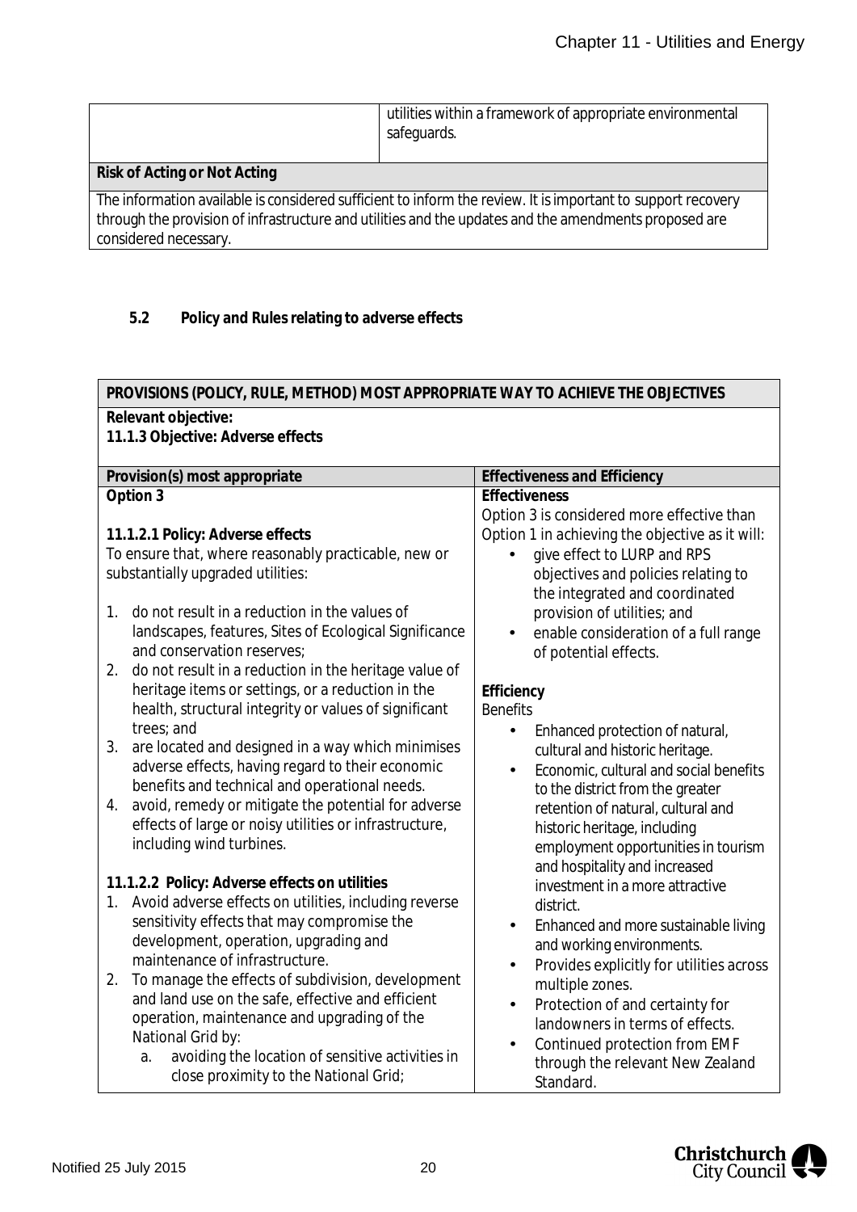| | utilities within a framework of appropriate environmental safeguards. |
|---|---|
| **Risk of Acting or Not Acting** | |
| The information available is considered sufficient to inform the review. It is important to support recovery through the provision of infrastructure and utilities and the updates and the amendments proposed are considered necessary. | |

### 5.2 Policy and Rules relating to adverse effects

| **PROVISIONS (POLICY, RULE, METHOD) MOST APPROPRIATE WAY TO ACHIEVE THE OBJECTIVES** | |
|---|---|
| **Relevant objective:**<br>**11.1.3 Objective: Adverse effects** | |
| **Provision(s) most appropriate** | **Effectiveness and Efficiency** |
| **Option 3**<br><br>**11.1.2.1 Policy: Adverse effects**<br>To ensure that, where reasonably practicable, new or substantially upgraded utilities:<br><br>1. do not result in a reduction in the values of landscapes, features, Sites of Ecological Significance and conservation reserves;<br>2. do not result in a reduction in the heritage value of heritage items or settings, or a reduction in the health, structural integrity or values of significant trees; and<br>3. are located and designed in a way which minimises adverse effects, having regard to their economic benefits and technical and operational needs.<br>4. avoid, remedy or mitigate the potential for adverse effects of large or noisy utilities or infrastructure, including wind turbines.<br><br>**11.1.2.2 Policy: Adverse effects on utilities**<br>1. Avoid adverse effects on utilities, including reverse sensitivity effects that may compromise the development, operation, upgrading and maintenance of infrastructure.<br>2. To manage the effects of subdivision, development and land use on the safe, effective and efficient operation, maintenance and upgrading of the National Grid by:<br>a. avoiding the location of sensitive activities in close proximity to the National Grid; | **Effectiveness**<br>Option 3 is considered more effective than Option 1 in achieving the objective as it will:<br>• give effect to LURP and RPS objectives and policies relating to the integrated and coordinated provision of utilities; and<br>• enable consideration of a full range of potential effects.<br><br>**Efficiency**<br>Benefits<br>• Enhanced protection of natural, cultural and historic heritage.<br>• Economic, cultural and social benefits to the district from the greater retention of natural, cultural and historic heritage, including employment opportunities in tourism and hospitality and increased investment in a more attractive district.<br>• Enhanced and more sustainable living and working environments.<br>• Provides explicitly for utilities across multiple zones.<br>• Protection of and certainty for landowners in terms of effects.<br>• Continued protection from EMF through the relevant New Zealand Standard. |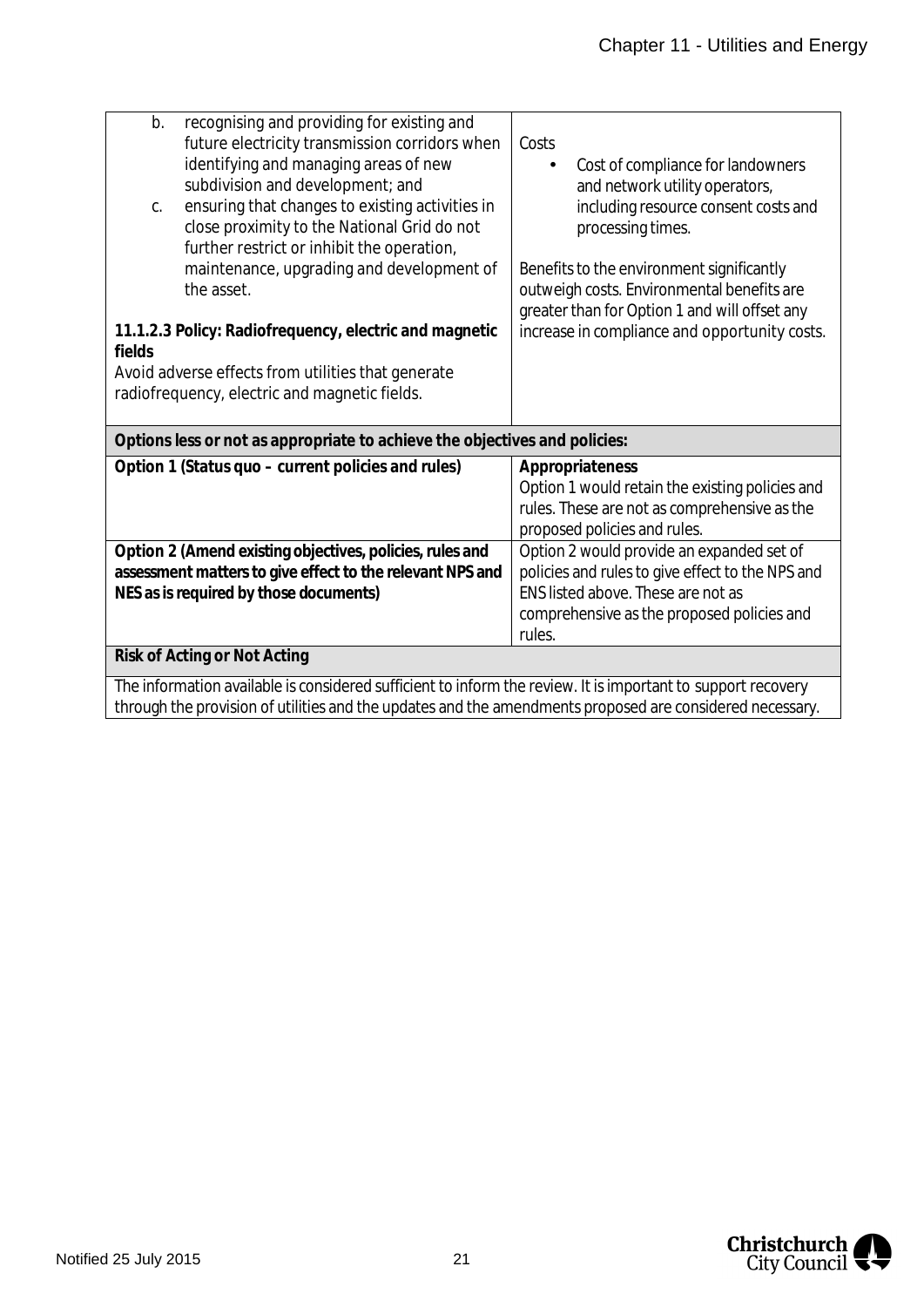| | |
|---|---|
| b. recognising and providing for existing and future electricity transmission corridors when identifying and managing areas of new subdivision and development; and<br>c. ensuring that changes to existing activities in close proximity to the National Grid do not further restrict or inhibit the operation, maintenance, upgrading and development of the asset.<br><br>**11.1.2.3 Policy: Radiofrequency, electric and magnetic fields**<br>Avoid adverse effects from utilities that generate radiofrequency, electric and magnetic fields. | Costs<br>• Cost of compliance for landowners and network utility operators, including resource consent costs and processing times.<br><br>Benefits to the environment significantly outweigh costs. Environmental benefits are greater than for Option 1 and will offset any increase in compliance and opportunity costs. |
| **Options less or not as appropriate to achieve the objectives and policies:** | |
| **Option 1 (Status quo – current policies and rules)** | **Appropriateness**<br>Option 1 would retain the existing policies and rules. These are not as comprehensive as the proposed policies and rules. |
| **Option 2 (Amend existing objectives, policies, rules and assessment matters to give effect to the relevant NPS and NES as is required by those documents)** | Option 2 would provide an expanded set of policies and rules to give effect to the NPS and ENS listed above. These are not as comprehensive as the proposed policies and rules. |
| **Risk of Acting or Not Acting** | |
| The information available is considered sufficient to inform the review. It is important to support recovery through the provision of utilities and the updates and the amendments proposed are considered necessary. | |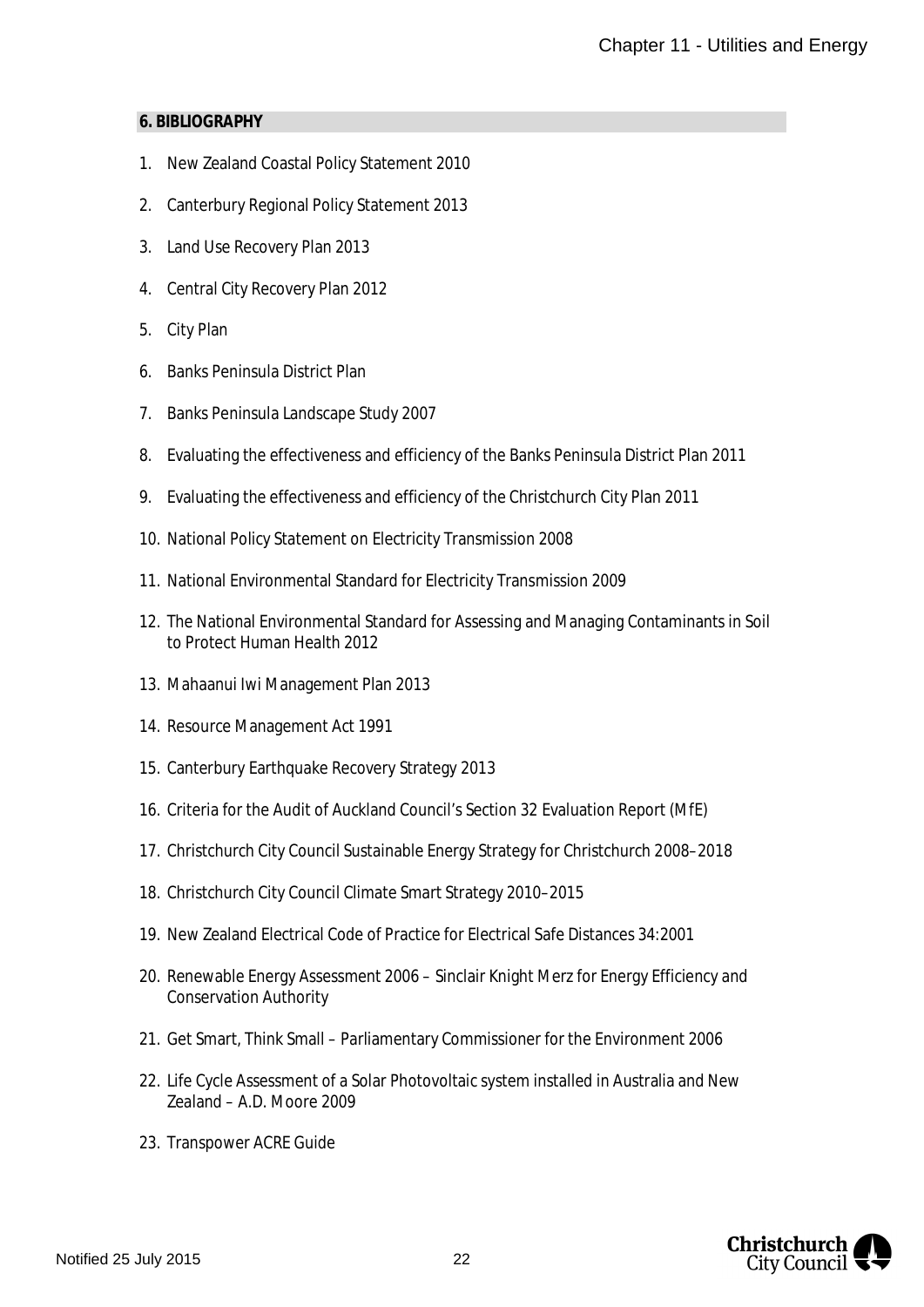## 6. BIBLIOGRAPHY

1. New Zealand Coastal Policy Statement 2010
2. Canterbury Regional Policy Statement 2013
3. Land Use Recovery Plan 2013
4. Central City Recovery Plan 2012
5. City Plan
6. Banks Peninsula District Plan
7. Banks Peninsula Landscape Study 2007
8. Evaluating the effectiveness and efficiency of the Banks Peninsula District Plan 2011
9. Evaluating the effectiveness and efficiency of the Christchurch City Plan 2011
10. National Policy Statement on Electricity Transmission 2008
11. National Environmental Standard for Electricity Transmission 2009
12. The National Environmental Standard for Assessing and Managing Contaminants in Soil to Protect Human Health 2012
13. Mahaanui Iwi Management Plan 2013
14. Resource Management Act 1991
15. Canterbury Earthquake Recovery Strategy 2013
16. Criteria for the Audit of Auckland Council's Section 32 Evaluation Report (MfE)
17. Christchurch City Council Sustainable Energy Strategy for Christchurch 2008–2018
18. Christchurch City Council Climate Smart Strategy 2010–2015
19. New Zealand Electrical Code of Practice for Electrical Safe Distances 34:2001
20. Renewable Energy Assessment 2006 – Sinclair Knight Merz for Energy Efficiency and Conservation Authority
21. Get Smart, Think Small – Parliamentary Commissioner for the Environment 2006
22. Life Cycle Assessment of a Solar Photovoltaic system installed in Australia and New Zealand – A.D. Moore 2009
23. Transpower ACRE Guide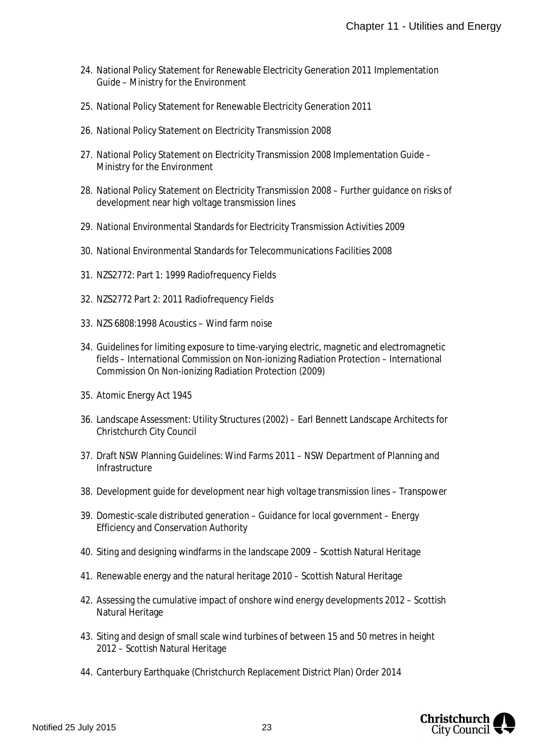24. National Policy Statement for Renewable Electricity Generation 2011 Implementation Guide – Ministry for the Environment
25. National Policy Statement for Renewable Electricity Generation 2011
26. National Policy Statement on Electricity Transmission 2008
27. National Policy Statement on Electricity Transmission 2008 Implementation Guide – Ministry for the Environment
28. National Policy Statement on Electricity Transmission 2008 – Further guidance on risks of development near high voltage transmission lines
29. National Environmental Standards for Electricity Transmission Activities 2009
30. National Environmental Standards for Telecommunications Facilities 2008
31. NZS2772: Part 1: 1999 Radiofrequency Fields
32. NZS2772 Part 2: 2011 Radiofrequency Fields
33. NZS 6808:1998 Acoustics – Wind farm noise
34. Guidelines for limiting exposure to time-varying electric, magnetic and electromagnetic fields – International Commission on Non-ionizing Radiation Protection – International Commission On Non-ionizing Radiation Protection (2009)
35. Atomic Energy Act 1945
36. Landscape Assessment: Utility Structures (2002) – Earl Bennett Landscape Architects for Christchurch City Council
37. Draft NSW Planning Guidelines: Wind Farms 2011 – NSW Department of Planning and Infrastructure
38. Development guide for development near high voltage transmission lines – Transpower
39. Domestic-scale distributed generation – Guidance for local government – Energy Efficiency and Conservation Authority
40. Siting and designing windfarms in the landscape 2009 – Scottish Natural Heritage
41. Renewable energy and the natural heritage 2010 – Scottish Natural Heritage
42. Assessing the cumulative impact of onshore wind energy developments 2012 – Scottish Natural Heritage
43. Siting and design of small scale wind turbines of between 15 and 50 metres in height 2012 – Scottish Natural Heritage
44. Canterbury Earthquake (Christchurch Replacement District Plan) Order 2014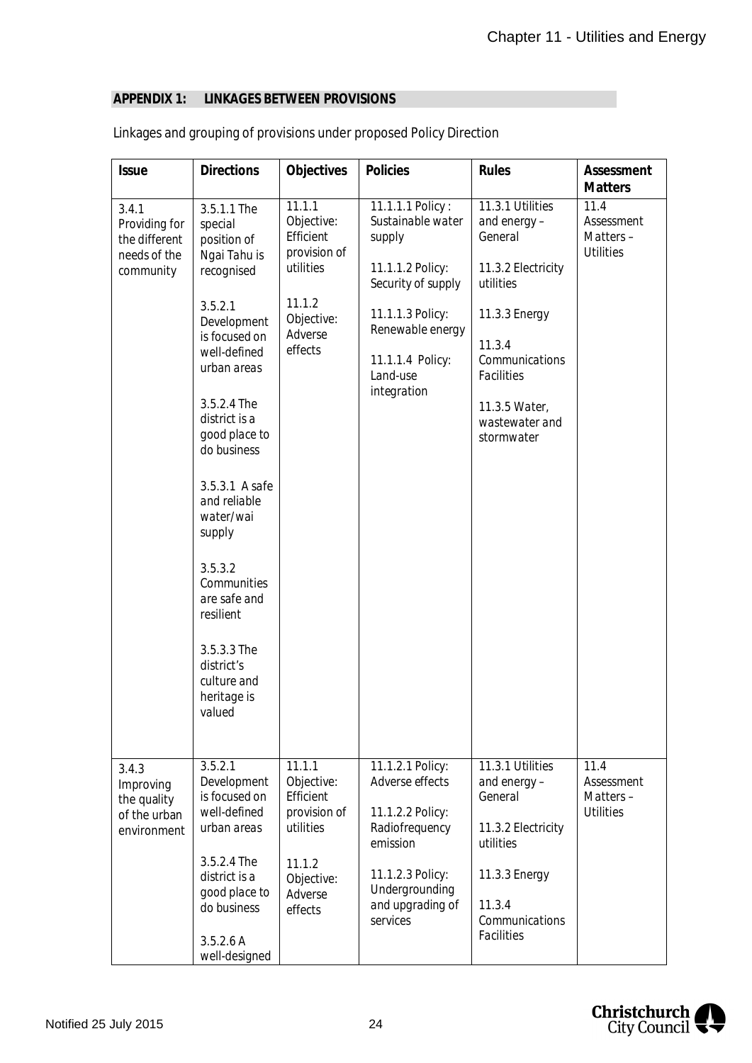## APPENDIX 1: LINKAGES BETWEEN PROVISIONS

Linkages and grouping of provisions under proposed Policy Direction

| Issue | Directions | Objectives | Policies | Rules | Assessment Matters |
|---|---|---|---|---|---|
| 3.4.1 Providing for the different needs of the community | 3.5.1.1 The special position of Ngai Tahu is recognised<br><br>3.5.2.1 Development is focused on well-defined urban areas<br><br>3.5.2.4 The district is a good place to do business<br><br>3.5.3.1 A safe and reliable water/wai supply<br><br>3.5.3.2 Communities are safe and resilient<br><br>3.5.3.3 The district's culture and heritage is valued | 11.1.1 Objective: Efficient provision of utilities<br><br>11.1.2 Objective: Adverse effects | 11.1.1.1 Policy : Sustainable water supply<br><br>11.1.1.2 Policy: Security of supply<br><br>11.1.1.3 Policy: Renewable energy<br><br>11.1.1.4 Policy: Land-use integration | 11.3.1 Utilities and energy – General<br><br>11.3.2 Electricity utilities<br><br>11.3.3 Energy<br><br>11.3.4 Communications Facilities<br><br>11.3.5 Water, wastewater and stormwater | 11.4 Assessment Matters – Utilities |
| 3.4.3 Improving the quality of the urban environment | 3.5.2.1 Development is focused on well-defined urban areas<br><br>3.5.2.4 The district is a good place to do business<br><br>3.5.2.6 A well-designed | 11.1.1 Objective: Efficient provision of utilities<br><br>11.1.2 Objective: Adverse effects | 11.1.2.1 Policy: Adverse effects<br><br>11.1.2.2 Policy: Radiofrequency emission<br><br>11.1.2.3 Policy: Undergrounding and upgrading of services | 11.3.1 Utilities and energy – General<br><br>11.3.2 Electricity utilities<br><br>11.3.3 Energy<br><br>11.3.4 Communications Facilities | 11.4 Assessment Matters – Utilities |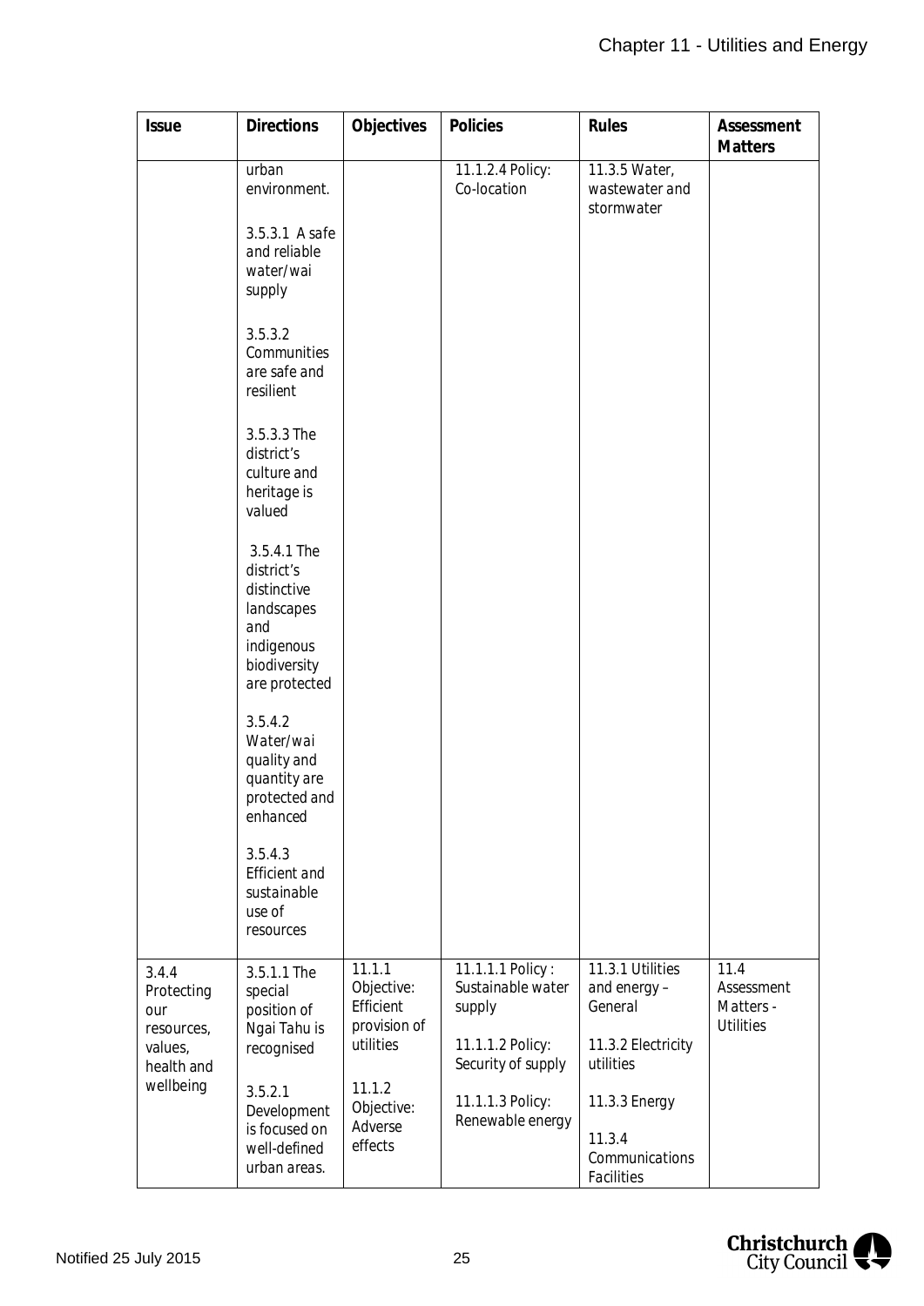| Issue | Directions | Objectives | Policies | Rules | Assessment Matters |
|---|---|---|---|---|---|
| | urban environment.<br><br>3.5.3.1 A safe and reliable water/wai supply<br><br>3.5.3.2 Communities are safe and resilient<br><br>3.5.3.3 The district's culture and heritage is valued<br><br>3.5.4.1 The district's distinctive landscapes and indigenous biodiversity are protected<br><br>3.5.4.2 Water/wai quality and quantity are protected and enhanced<br><br>3.5.4.3 Efficient and sustainable use of resources | | 11.1.2.4 Policy: Co-location | 11.3.5 Water, wastewater and stormwater | |
| 3.4.4 Protecting our resources, values, health and wellbeing | 3.5.1.1 The special position of Ngai Tahu is recognised<br><br>3.5.2.1 Development is focused on well-defined urban areas. | 11.1.1 Objective: Efficient provision of utilities<br><br>11.1.2 Objective: Adverse effects | 11.1.1.1 Policy : Sustainable water supply<br><br>11.1.1.2 Policy: Security of supply<br><br>11.1.1.3 Policy: Renewable energy | 11.3.1 Utilities and energy – General<br><br>11.3.2 Electricity utilities<br><br>11.3.3 Energy<br><br>11.3.4 Communications Facilities | 11.4 Assessment Matters - Utilities |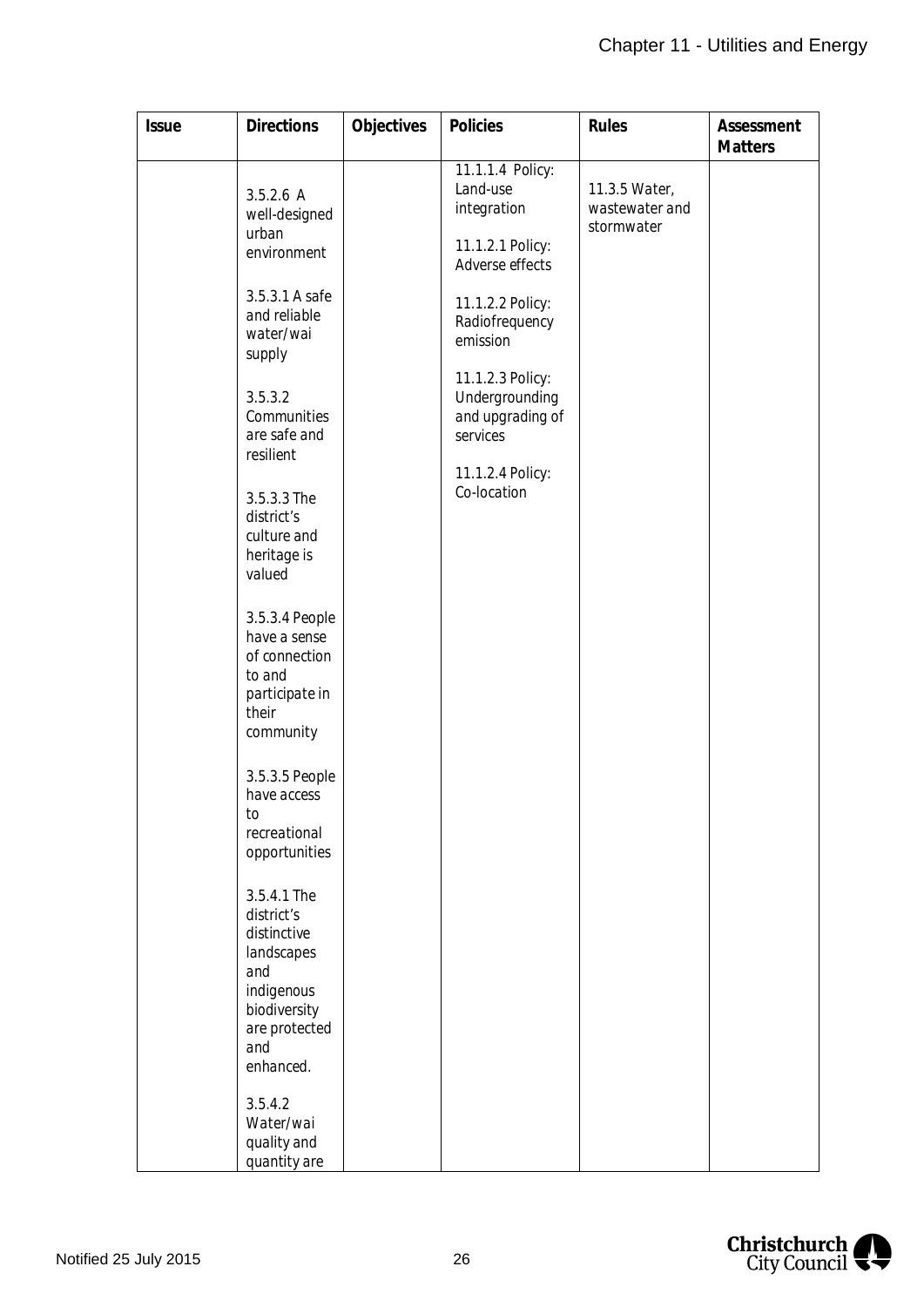| Issue | Directions | Objectives | Policies | Rules | Assessment Matters |
|---|---|---|---|---|---|
| | 3.5.2.6 A well-designed urban environment<br><br>3.5.3.1 A safe and reliable water/wai supply<br><br>3.5.3.2 Communities are safe and resilient<br><br>3.5.3.3 The district's culture and heritage is valued<br><br>3.5.3.4 People have a sense of connection to and participate in their community<br><br>3.5.3.5 People have access to recreational opportunities<br><br>3.5.4.1 The district's distinctive landscapes and indigenous biodiversity are protected and enhanced.<br><br>3.5.4.2 Water/wai quality and quantity are | | 11.1.1.4 Policy: Land-use integration<br><br>11.1.2.1 Policy: Adverse effects<br><br>11.1.2.2 Policy: Radiofrequency emission<br><br>11.1.2.3 Policy: Undergrounding and upgrading of services<br><br>11.1.2.4 Policy: Co-location | 11.3.5 Water, wastewater and stormwater | |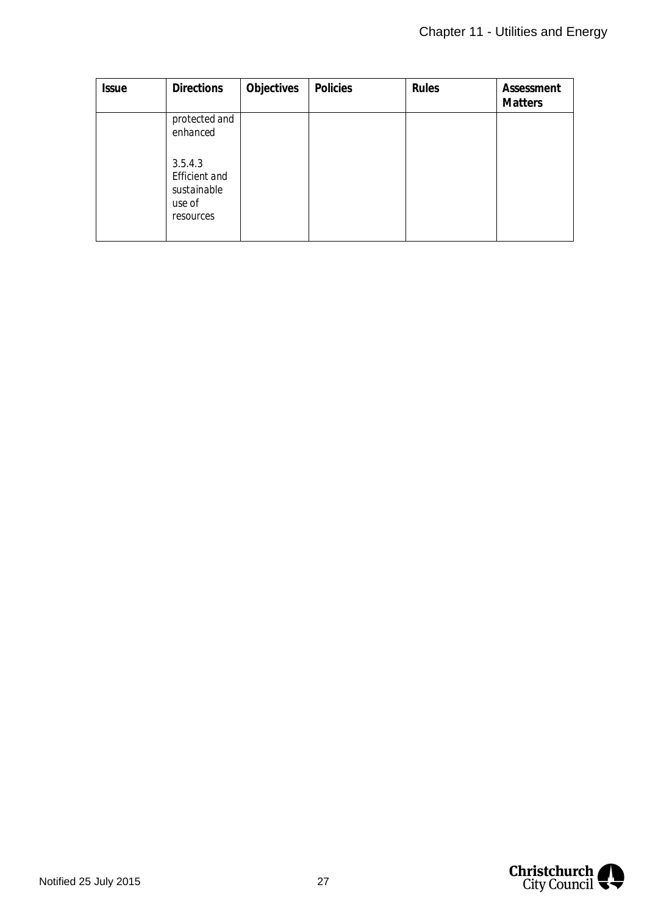| Issue | Directions | Objectives | Policies | Rules | Assessment Matters |
|---|---|---|---|---|---|
| | *protected and enhanced*<br><br>*3.5.4.3 Efficient and sustainable use of resources* | | | | |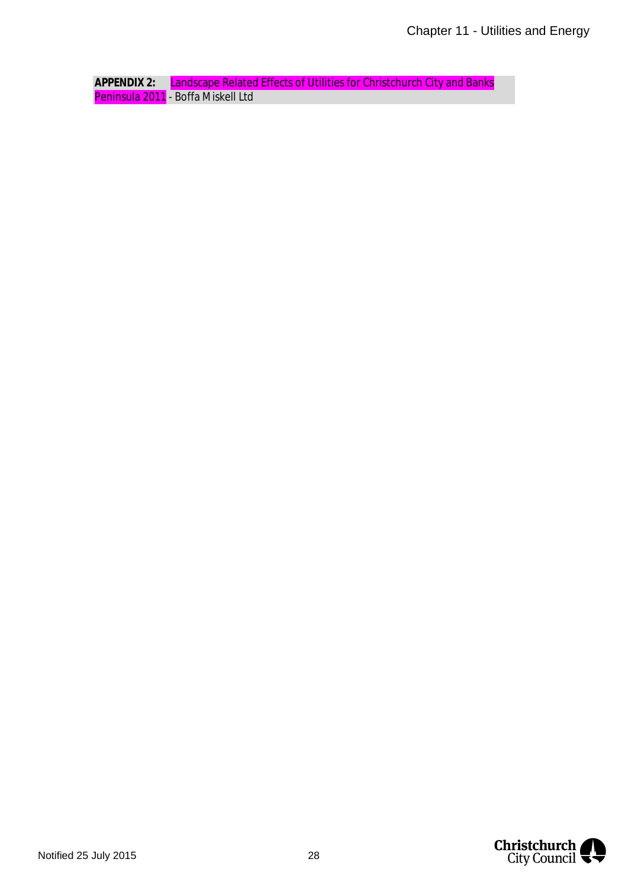**APPENDIX 2:** Landscape Related Effects of Utilities for Christchurch City and Banks Peninsula 2011 - Boffa Miskell Ltd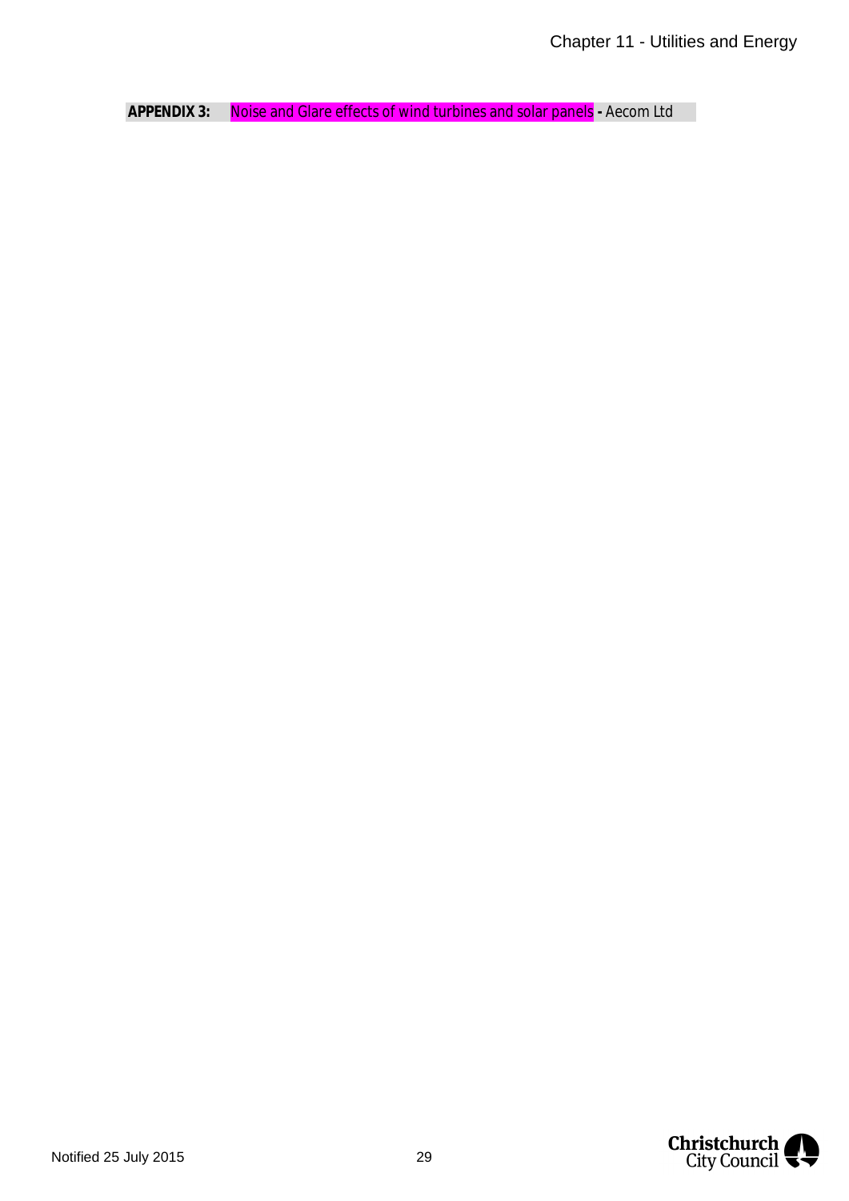**APPENDIX 3:** Noise and Glare effects of wind turbines and solar panels **-** Aecom Ltd